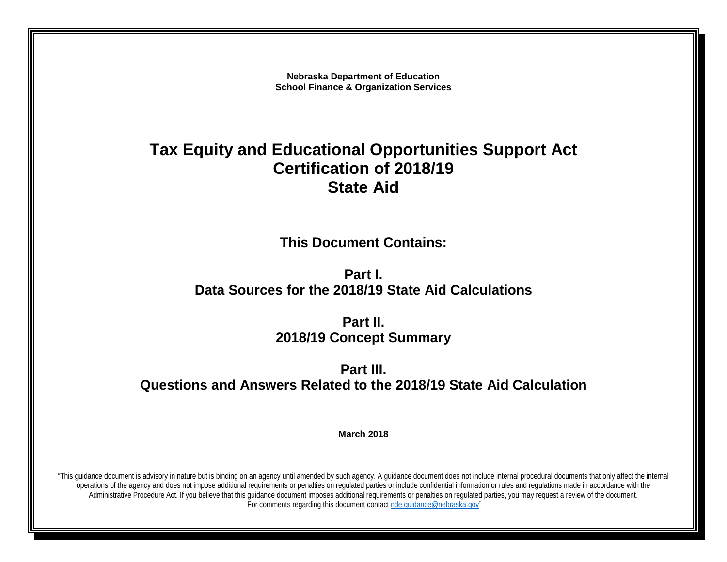**Nebraska Department of Education**
**School Finance & Organization Services**

# Tax Equity and Educational Opportunities Support Act Certification of 2018/19 State Aid

## This Document Contains:

## Part I.
## Data Sources for the 2018/19 State Aid Calculations

## Part II.
## 2018/19 Concept Summary

## Part III.
## Questions and Answers Related to the 2018/19 State Aid Calculation

**March 2018**

"This guidance document is advisory in nature but is binding on an agency until amended by such agency. A guidance document does not include internal procedural documents that only affect the internal operations of the agency and does not impose additional requirements or penalties on regulated parties or include confidential information or rules and regulations made in accordance with the Administrative Procedure Act. If you believe that this guidance document imposes additional requirements or penalties on regulated parties, you may request a review of the document. For comments regarding this document contact nde.guidance@nebraska.gov"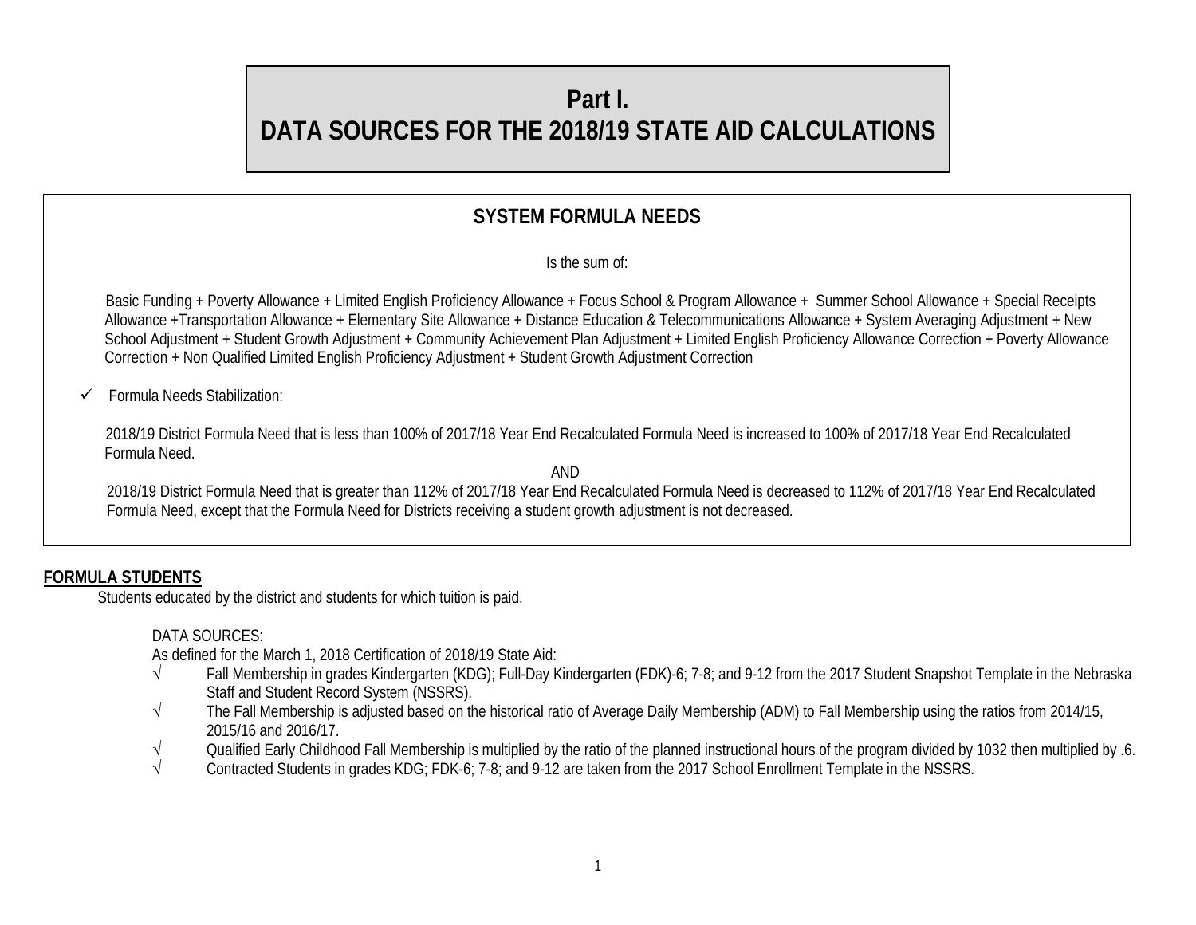# Part I.
# DATA SOURCES FOR THE 2018/19 STATE AID CALCULATIONS

## SYSTEM FORMULA NEEDS

Is the sum of:

Basic Funding + Poverty Allowance + Limited English Proficiency Allowance + Focus School & Program Allowance + Summer School Allowance + Special Receipts Allowance +Transportation Allowance + Elementary Site Allowance + Distance Education & Telecommunications Allowance + System Averaging Adjustment + New School Adjustment + Student Growth Adjustment + Community Achievement Plan Adjustment + Limited English Proficiency Allowance Correction + Poverty Allowance Correction + Non Qualified Limited English Proficiency Adjustment + Student Growth Adjustment Correction

- ✓ Formula Needs Stabilization:

2018/19 District Formula Need that is less than 100% of 2017/18 Year End Recalculated Formula Need is increased to 100% of 2017/18 Year End Recalculated Formula Need.

AND

2018/19 District Formula Need that is greater than 112% of 2017/18 Year End Recalculated Formula Need is decreased to 112% of 2017/18 Year End Recalculated Formula Need, except that the Formula Need for Districts receiving a student growth adjustment is not decreased.

**FORMULA STUDENTS**

Students educated by the district and students for which tuition is paid.

DATA SOURCES:

As defined for the March 1, 2018 Certification of 2018/19 State Aid:

- √ Fall Membership in grades Kindergarten (KDG); Full-Day Kindergarten (FDK)-6; 7-8; and 9-12 from the 2017 Student Snapshot Template in the Nebraska Staff and Student Record System (NSSRS).
- √ The Fall Membership is adjusted based on the historical ratio of Average Daily Membership (ADM) to Fall Membership using the ratios from 2014/15, 2015/16 and 2016/17.
- √ Qualified Early Childhood Fall Membership is multiplied by the ratio of the planned instructional hours of the program divided by 1032 then multiplied by .6.
- √ Contracted Students in grades KDG; FDK-6; 7-8; and 9-12 are taken from the 2017 School Enrollment Template in the NSSRS.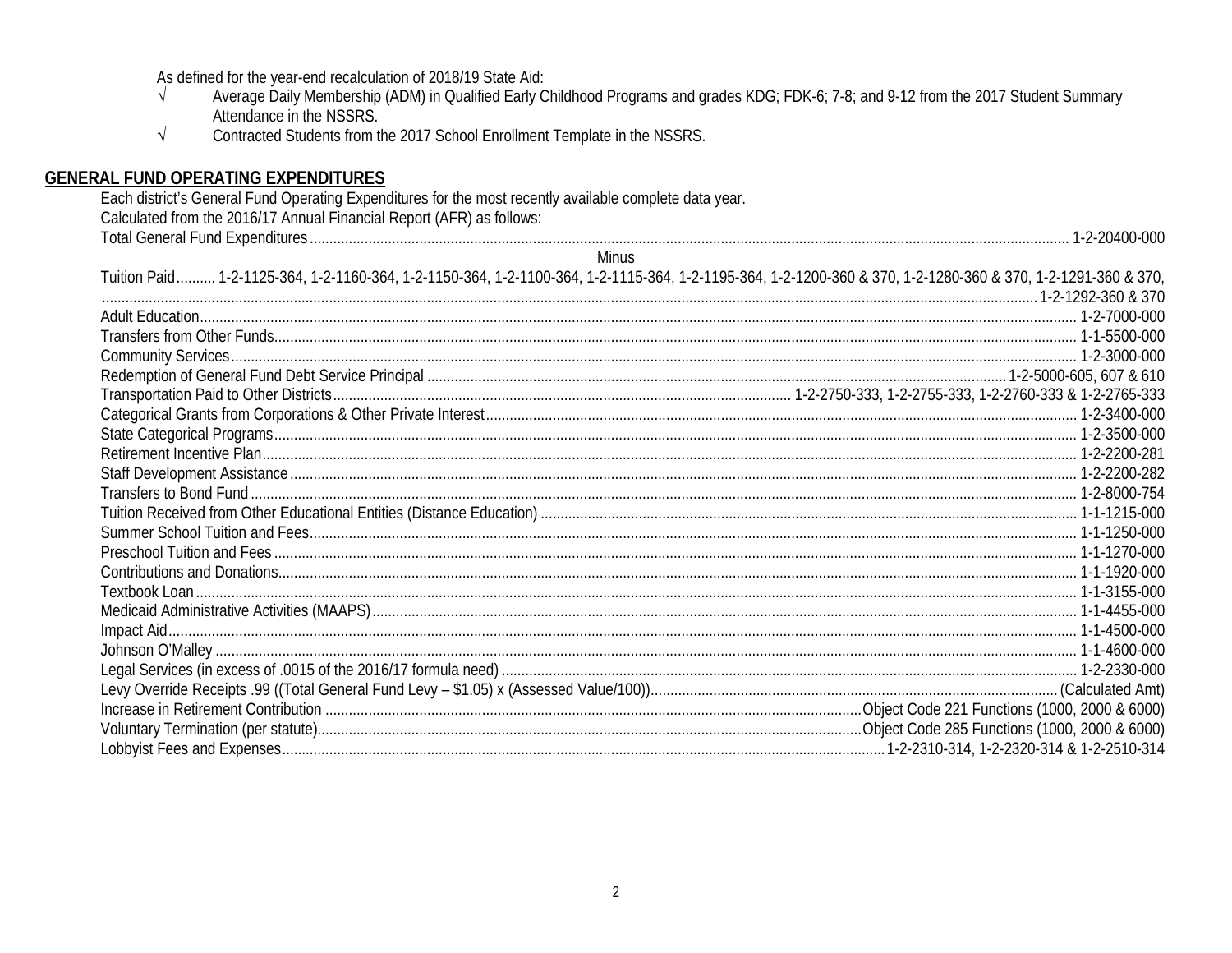As defined for the year-end recalculation of 2018/19 State Aid:

- √ Average Daily Membership (ADM) in Qualified Early Childhood Programs and grades KDG; FDK-6; 7-8; and 9-12 from the 2017 Student Summary Attendance in the NSSRS.
- √ Contracted Students from the 2017 School Enrollment Template in the NSSRS.

## GENERAL FUND OPERATING EXPENDITURES

Each district's General Fund Operating Expenditures for the most recently available complete data year.

Calculated from the 2016/17 Annual Financial Report (AFR) as follows:

| Item | Code |
|---|---|
| Total General Fund Expenditures | 1-2-20400-000 |
| Minus | |
| Tuition Paid | 1-2-1125-364, 1-2-1160-364, 1-2-1150-364, 1-2-1100-364, 1-2-1115-364, 1-2-1195-364, 1-2-1200-360 & 370, 1-2-1280-360 & 370, 1-2-1291-360 & 370, 1-2-1292-360 & 370 |
| Adult Education | 1-2-7000-000 |
| Transfers from Other Funds | 1-1-5500-000 |
| Community Services | 1-2-3000-000 |
| Redemption of General Fund Debt Service Principal | 1-2-5000-605, 607 & 610 |
| Transportation Paid to Other Districts | 1-2-2750-333, 1-2-2755-333, 1-2-2760-333 & 1-2-2765-333 |
| Categorical Grants from Corporations & Other Private Interest | 1-2-3400-000 |
| State Categorical Programs | 1-2-3500-000 |
| Retirement Incentive Plan | 1-2-2200-281 |
| Staff Development Assistance | 1-2-2200-282 |
| Transfers to Bond Fund | 1-2-8000-754 |
| Tuition Received from Other Educational Entities (Distance Education) | 1-1-1215-000 |
| Summer School Tuition and Fees | 1-1-1250-000 |
| Preschool Tuition and Fees | 1-1-1270-000 |
| Contributions and Donations | 1-1-1920-000 |
| Textbook Loan | 1-1-3155-000 |
| Medicaid Administrative Activities (MAAPS) | 1-1-4455-000 |
| Impact Aid | 1-1-4500-000 |
| Johnson O'Malley | 1-1-4600-000 |
| Legal Services (in excess of .0015 of the 2016/17 formula need) | 1-2-2330-000 |
| Levy Override Receipts .99 ((Total General Fund Levy – $1.05) x (Assessed Value/100)) | (Calculated Amt) |
| Increase in Retirement Contribution | Object Code 221 Functions (1000, 2000 & 6000) |
| Voluntary Termination (per statute) | Object Code 285 Functions (1000, 2000 & 6000) |
| Lobbyist Fees and Expenses | 1-2-2310-314, 1-2-2320-314 & 1-2-2510-314 |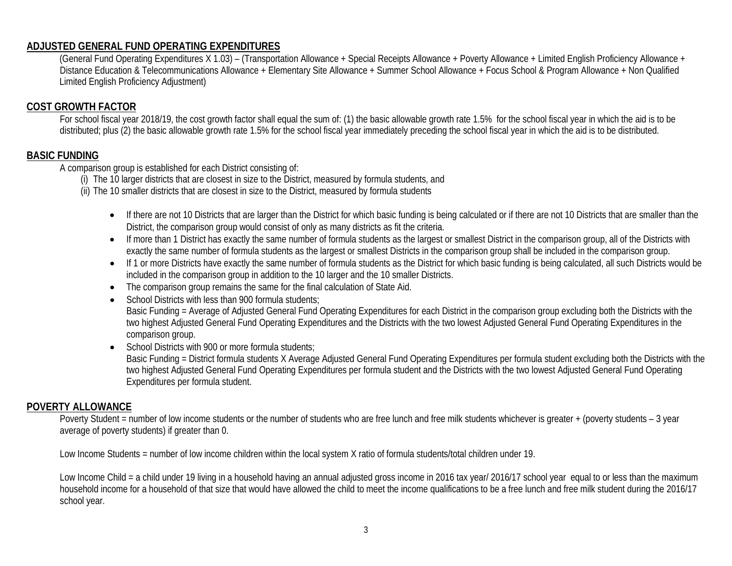## ADJUSTED GENERAL FUND OPERATING EXPENDITURES

(General Fund Operating Expenditures X 1.03) – (Transportation Allowance + Special Receipts Allowance + Poverty Allowance + Limited English Proficiency Allowance + Distance Education & Telecommunications Allowance + Elementary Site Allowance + Summer School Allowance + Focus School & Program Allowance + Non Qualified Limited English Proficiency Adjustment)

## COST GROWTH FACTOR

For school fiscal year 2018/19, the cost growth factor shall equal the sum of: (1) the basic allowable growth rate 1.5% for the school fiscal year in which the aid is to be distributed; plus (2) the basic allowable growth rate 1.5% for the school fiscal year immediately preceding the school fiscal year in which the aid is to be distributed.

## BASIC FUNDING

A comparison group is established for each District consisting of:

(i) The 10 larger districts that are closest in size to the District, measured by formula students, and

(ii) The 10 smaller districts that are closest in size to the District, measured by formula students

- If there are not 10 Districts that are larger than the District for which basic funding is being calculated or if there are not 10 Districts that are smaller than the District, the comparison group would consist of only as many districts as fit the criteria.
- If more than 1 District has exactly the same number of formula students as the largest or smallest District in the comparison group, all of the Districts with exactly the same number of formula students as the largest or smallest Districts in the comparison group shall be included in the comparison group.
- If 1 or more Districts have exactly the same number of formula students as the District for which basic funding is being calculated, all such Districts would be included in the comparison group in addition to the 10 larger and the 10 smaller Districts.
- The comparison group remains the same for the final calculation of State Aid.
- School Districts with less than 900 formula students;
  Basic Funding = Average of Adjusted General Fund Operating Expenditures for each District in the comparison group excluding both the Districts with the two highest Adjusted General Fund Operating Expenditures and the Districts with the two lowest Adjusted General Fund Operating Expenditures in the comparison group.
- School Districts with 900 or more formula students;
  Basic Funding = District formula students X Average Adjusted General Fund Operating Expenditures per formula student excluding both the Districts with the two highest Adjusted General Fund Operating Expenditures per formula student and the Districts with the two lowest Adjusted General Fund Operating Expenditures per formula student.

## POVERTY ALLOWANCE

Poverty Student = number of low income students or the number of students who are free lunch and free milk students whichever is greater + (poverty students – 3 year average of poverty students) if greater than 0.

Low Income Students = number of low income children within the local system X ratio of formula students/total children under 19.

Low Income Child = a child under 19 living in a household having an annual adjusted gross income in 2016 tax year/ 2016/17 school year equal to or less than the maximum household income for a household of that size that would have allowed the child to meet the income qualifications to be a free lunch and free milk student during the 2016/17 school year.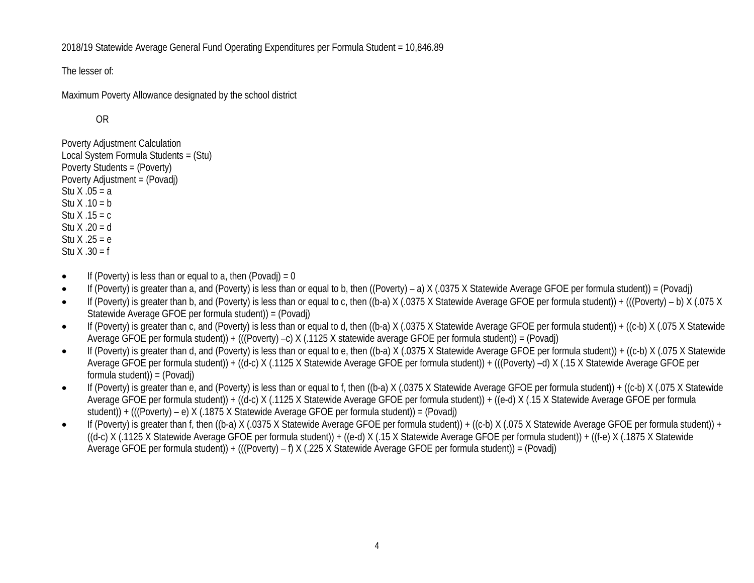2018/19 Statewide Average General Fund Operating Expenditures per Formula Student = 10,846.89

The lesser of:

Maximum Poverty Allowance designated by the school district

OR

Poverty Adjustment Calculation
Local System Formula Students = (Stu)
Poverty Students = (Poverty)
Poverty Adjustment = (Povadj)
Stu X .05 = a
Stu X .10 = b
Stu X .15 = c
Stu X .20 = d
Stu X .25 = e
Stu X .30 = f

- If (Poverty) is less than or equal to a, then (Povadj) = 0
- If (Poverty) is greater than a, and (Poverty) is less than or equal to b, then ((Poverty) – a) X (.0375 X Statewide Average GFOE per formula student)) = (Povadj)
- If (Poverty) is greater than b, and (Poverty) is less than or equal to c, then ((b-a) X (.0375 X Statewide Average GFOE per formula student)) + (((Poverty) – b) X (.075 X Statewide Average GFOE per formula student)) = (Povadj)
- If (Poverty) is greater than c, and (Poverty) is less than or equal to d, then ((b-a) X (.0375 X Statewide Average GFOE per formula student)) + ((c-b) X (.075 X Statewide Average GFOE per formula student)) + (((Poverty) –c) X (.1125 X statewide average GFOE per formula student)) = (Povadj)
- If (Poverty) is greater than d, and (Poverty) is less than or equal to e, then ((b-a) X (.0375 X Statewide Average GFOE per formula student)) + ((c-b) X (.075 X Statewide Average GFOE per formula student)) + ((d-c) X (.1125 X Statewide Average GFOE per formula student)) + (((Poverty) –d) X (.15 X Statewide Average GFOE per formula student)) = (Povadj)
- If (Poverty) is greater than e, and (Poverty) is less than or equal to f, then ((b-a) X (.0375 X Statewide Average GFOE per formula student)) + ((c-b) X (.075 X Statewide Average GFOE per formula student)) + ((d-c) X (.1125 X Statewide Average GFOE per formula student)) + ((e-d) X (.15 X Statewide Average GFOE per formula student)) + (((Poverty) – e) X (.1875 X Statewide Average GFOE per formula student)) = (Povadj)
- If (Poverty) is greater than f, then ((b-a) X (.0375 X Statewide Average GFOE per formula student)) + ((c-b) X (.075 X Statewide Average GFOE per formula student)) + ((d-c) X (.1125 X Statewide Average GFOE per formula student)) + ((e-d) X (.15 X Statewide Average GFOE per formula student)) + ((f-e) X (.1875 X Statewide Average GFOE per formula student)) + (((Poverty) – f) X (.225 X Statewide Average GFOE per formula student)) = (Povadj)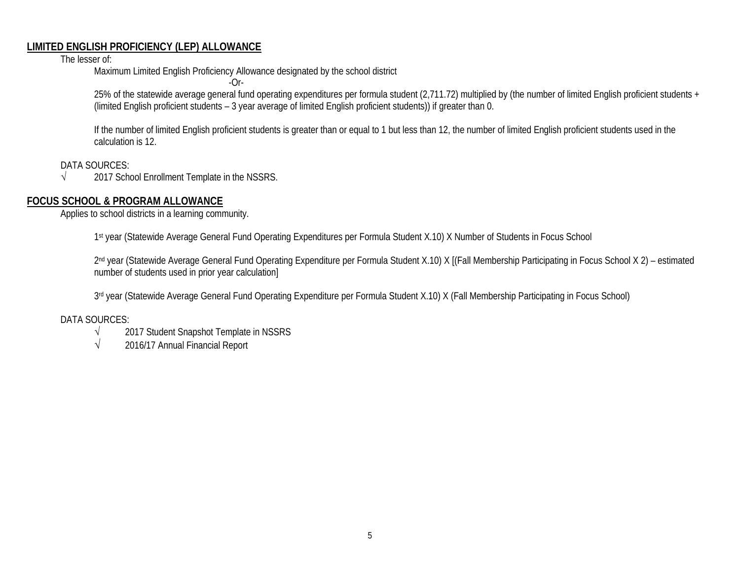**LIMITED ENGLISH PROFICIENCY (LEP) ALLOWANCE**

The lesser of:

Maximum Limited English Proficiency Allowance designated by the school district

-Or-

25% of the statewide average general fund operating expenditures per formula student (2,711.72) multiplied by (the number of limited English proficient students + (limited English proficient students – 3 year average of limited English proficient students)) if greater than 0.

If the number of limited English proficient students is greater than or equal to 1 but less than 12, the number of limited English proficient students used in the calculation is 12.

DATA SOURCES:

√ 2017 School Enrollment Template in the NSSRS.

**FOCUS SCHOOL & PROGRAM ALLOWANCE**

Applies to school districts in a learning community.

1st year (Statewide Average General Fund Operating Expenditures per Formula Student X.10) X Number of Students in Focus School

2nd year (Statewide Average General Fund Operating Expenditure per Formula Student X.10) X [(Fall Membership Participating in Focus School X 2) – estimated number of students used in prior year calculation]

3rd year (Statewide Average General Fund Operating Expenditure per Formula Student X.10) X (Fall Membership Participating in Focus School)

DATA SOURCES:

√ 2017 Student Snapshot Template in NSSRS

√ 2016/17 Annual Financial Report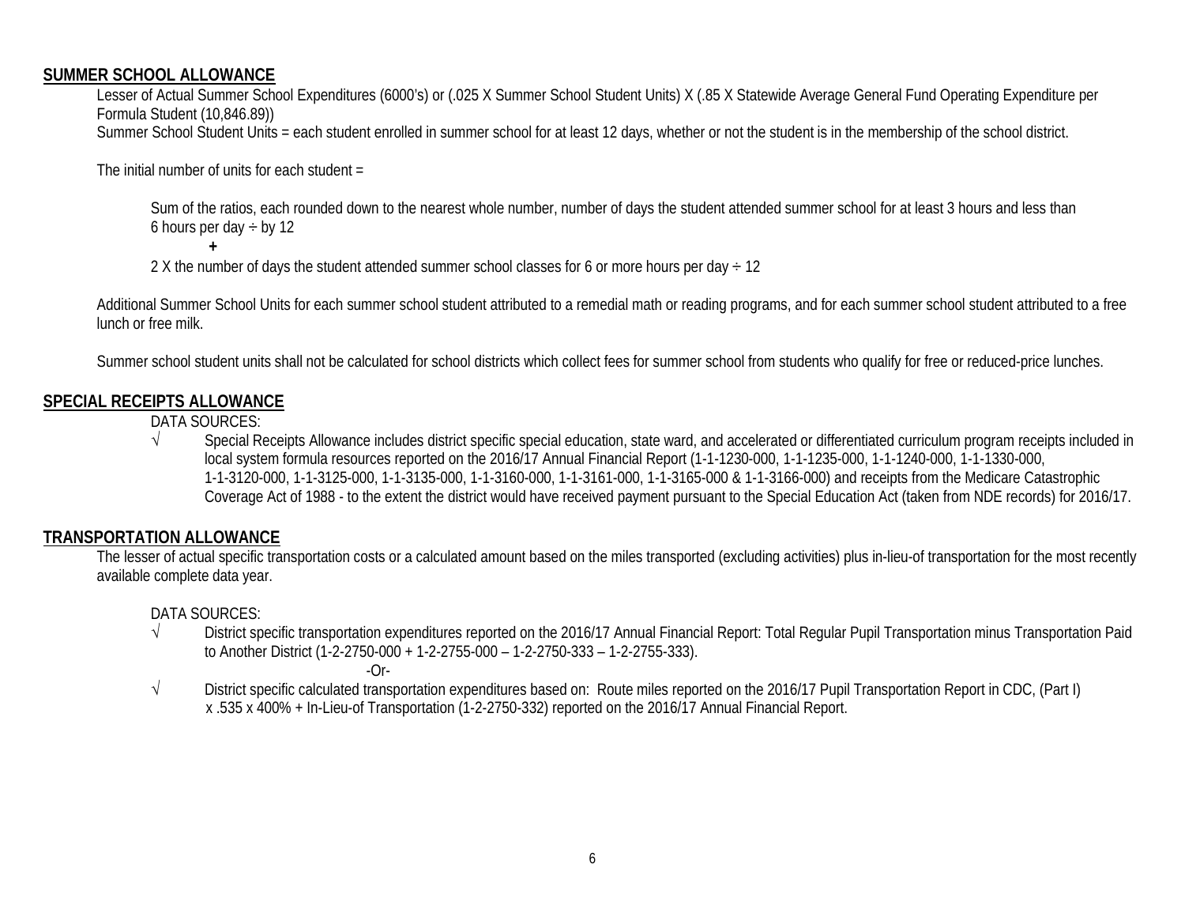## SUMMER SCHOOL ALLOWANCE

Lesser of Actual Summer School Expenditures (6000's) or (.025 X Summer School Student Units) X (.85 X Statewide Average General Fund Operating Expenditure per Formula Student (10,846.89))

Summer School Student Units = each student enrolled in summer school for at least 12 days, whether or not the student is in the membership of the school district.

The initial number of units for each student =

Sum of the ratios, each rounded down to the nearest whole number, number of days the student attended summer school for at least 3 hours and less than 6 hours per day ÷ by 12

**+**

2 X the number of days the student attended summer school classes for 6 or more hours per day ÷ 12

Additional Summer School Units for each summer school student attributed to a remedial math or reading programs, and for each summer school student attributed to a free lunch or free milk.

Summer school student units shall not be calculated for school districts which collect fees for summer school from students who qualify for free or reduced-price lunches.

## SPECIAL RECEIPTS ALLOWANCE

DATA SOURCES:

- √ Special Receipts Allowance includes district specific special education, state ward, and accelerated or differentiated curriculum program receipts included in local system formula resources reported on the 2016/17 Annual Financial Report (1-1-1230-000, 1-1-1235-000, 1-1-1240-000, 1-1-1330-000, 1-1-3120-000, 1-1-3125-000, 1-1-3135-000, 1-1-3160-000, 1-1-3161-000, 1-1-3165-000 & 1-1-3166-000) and receipts from the Medicare Catastrophic Coverage Act of 1988 - to the extent the district would have received payment pursuant to the Special Education Act (taken from NDE records) for 2016/17.

## TRANSPORTATION ALLOWANCE

The lesser of actual specific transportation costs or a calculated amount based on the miles transported (excluding activities) plus in-lieu-of transportation for the most recently available complete data year.

DATA SOURCES:

- √ District specific transportation expenditures reported on the 2016/17 Annual Financial Report: Total Regular Pupil Transportation minus Transportation Paid to Another District (1-2-2750-000 + 1-2-2755-000 – 1-2-2750-333 – 1-2-2755-333).

  -Or-

- √ District specific calculated transportation expenditures based on: Route miles reported on the 2016/17 Pupil Transportation Report in CDC, (Part I) x .535 x 400% + In-Lieu-of Transportation (1-2-2750-332) reported on the 2016/17 Annual Financial Report.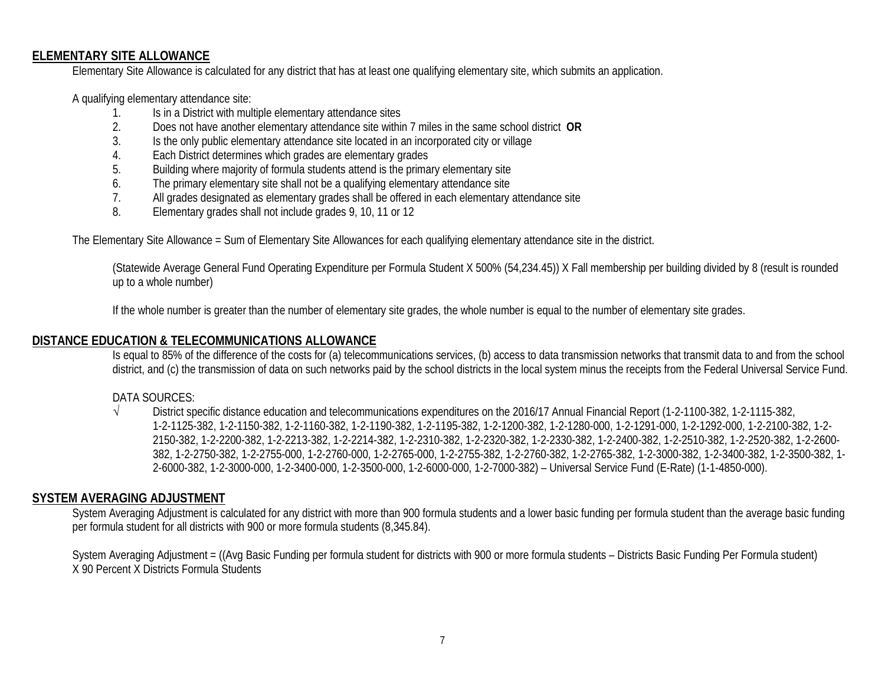## ELEMENTARY SITE ALLOWANCE

Elementary Site Allowance is calculated for any district that has at least one qualifying elementary site, which submits an application.

A qualifying elementary attendance site:

1. Is in a District with multiple elementary attendance sites
2. Does not have another elementary attendance site within 7 miles in the same school district **OR**
3. Is the only public elementary attendance site located in an incorporated city or village
4. Each District determines which grades are elementary grades
5. Building where majority of formula students attend is the primary elementary site
6. The primary elementary site shall not be a qualifying elementary attendance site
7. All grades designated as elementary grades shall be offered in each elementary attendance site
8. Elementary grades shall not include grades 9, 10, 11 or 12

The Elementary Site Allowance = Sum of Elementary Site Allowances for each qualifying elementary attendance site in the district.

(Statewide Average General Fund Operating Expenditure per Formula Student X 500% (54,234.45)) X Fall membership per building divided by 8 (result is rounded up to a whole number)

If the whole number is greater than the number of elementary site grades, the whole number is equal to the number of elementary site grades.

## DISTANCE EDUCATION & TELECOMMUNICATIONS ALLOWANCE

Is equal to 85% of the difference of the costs for (a) telecommunications services, (b) access to data transmission networks that transmit data to and from the school district, and (c) the transmission of data on such networks paid by the school districts in the local system minus the receipts from the Federal Universal Service Fund.

DATA SOURCES:

√ District specific distance education and telecommunications expenditures on the 2016/17 Annual Financial Report (1-2-1100-382, 1-2-1115-382, 1-2-1125-382, 1-2-1150-382, 1-2-1160-382, 1-2-1190-382, 1-2-1195-382, 1-2-1200-382, 1-2-1280-000, 1-2-1291-000, 1-2-1292-000, 1-2-2100-382, 1-2-2150-382, 1-2-2200-382, 1-2-2213-382, 1-2-2214-382, 1-2-2310-382, 1-2-2320-382, 1-2-2330-382, 1-2-2400-382, 1-2-2510-382, 1-2-2520-382, 1-2-2600-382, 1-2-2750-382, 1-2-2755-000, 1-2-2760-000, 1-2-2765-000, 1-2-2755-382, 1-2-2760-382, 1-2-2765-382, 1-2-3000-382, 1-2-3400-382, 1-2-3500-382, 1-2-6000-382, 1-2-3000-000, 1-2-3400-000, 1-2-3500-000, 1-2-6000-000, 1-2-7000-382) – Universal Service Fund (E-Rate) (1-1-4850-000).

## SYSTEM AVERAGING ADJUSTMENT

System Averaging Adjustment is calculated for any district with more than 900 formula students and a lower basic funding per formula student than the average basic funding per formula student for all districts with 900 or more formula students (8,345.84).

System Averaging Adjustment = ((Avg Basic Funding per formula student for districts with 900 or more formula students – Districts Basic Funding Per Formula student) X 90 Percent X Districts Formula Students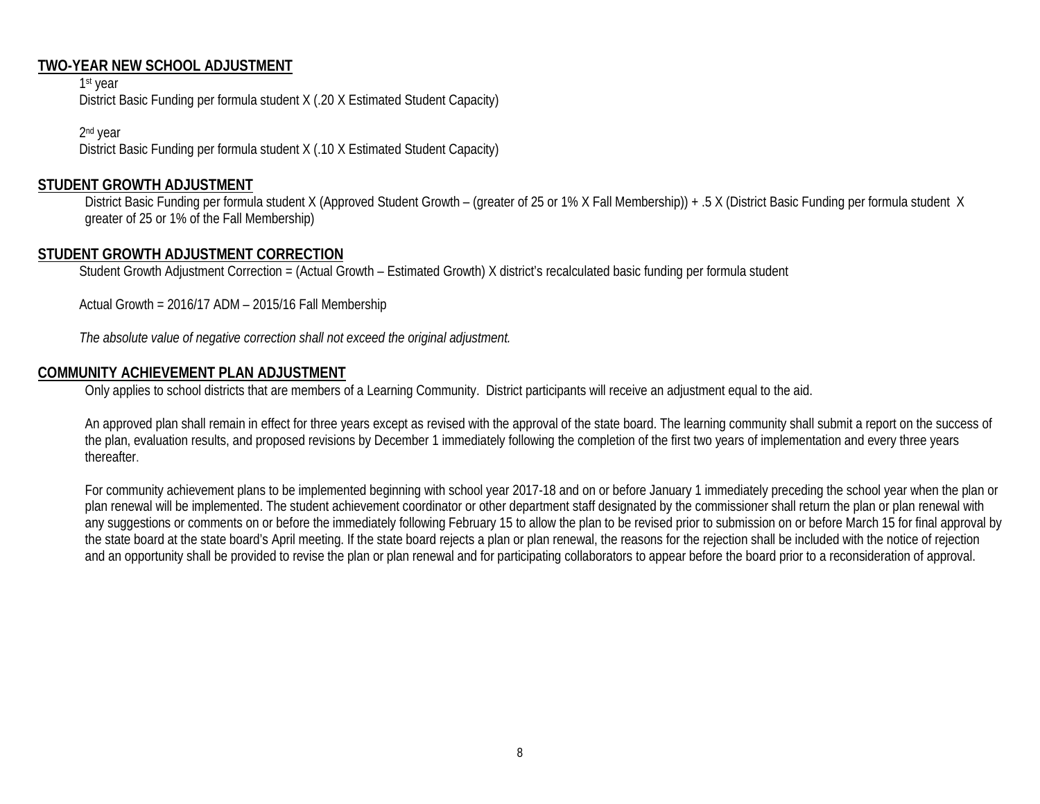## TWO-YEAR NEW SCHOOL ADJUSTMENT

1st year
District Basic Funding per formula student X (.20 X Estimated Student Capacity)

2nd year
District Basic Funding per formula student X (.10 X Estimated Student Capacity)

## STUDENT GROWTH ADJUSTMENT

District Basic Funding per formula student X (Approved Student Growth – (greater of 25 or 1% X Fall Membership)) + .5 X (District Basic Funding per formula student X greater of 25 or 1% of the Fall Membership)

## STUDENT GROWTH ADJUSTMENT CORRECTION

Student Growth Adjustment Correction = (Actual Growth – Estimated Growth) X district's recalculated basic funding per formula student

Actual Growth = 2016/17 ADM – 2015/16 Fall Membership

*The absolute value of negative correction shall not exceed the original adjustment.*

## COMMUNITY ACHIEVEMENT PLAN ADJUSTMENT

Only applies to school districts that are members of a Learning Community. District participants will receive an adjustment equal to the aid.

An approved plan shall remain in effect for three years except as revised with the approval of the state board. The learning community shall submit a report on the success of the plan, evaluation results, and proposed revisions by December 1 immediately following the completion of the first two years of implementation and every three years thereafter.

For community achievement plans to be implemented beginning with school year 2017-18 and on or before January 1 immediately preceding the school year when the plan or plan renewal will be implemented. The student achievement coordinator or other department staff designated by the commissioner shall return the plan or plan renewal with any suggestions or comments on or before the immediately following February 15 to allow the plan to be revised prior to submission on or before March 15 for final approval by the state board at the state board's April meeting. If the state board rejects a plan or plan renewal, the reasons for the rejection shall be included with the notice of rejection and an opportunity shall be provided to revise the plan or plan renewal and for participating collaborators to appear before the board prior to a reconsideration of approval.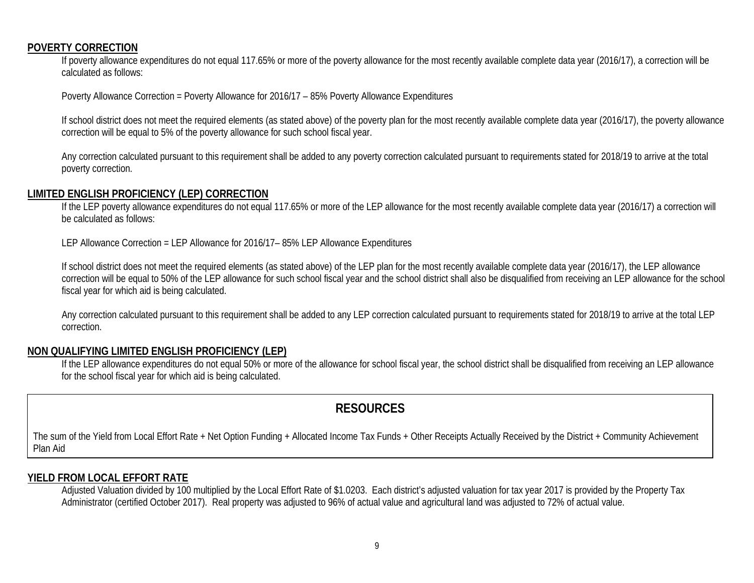## POVERTY CORRECTION

If poverty allowance expenditures do not equal 117.65% or more of the poverty allowance for the most recently available complete data year (2016/17), a correction will be calculated as follows:

Poverty Allowance Correction = Poverty Allowance for 2016/17 – 85% Poverty Allowance Expenditures

If school district does not meet the required elements (as stated above) of the poverty plan for the most recently available complete data year (2016/17), the poverty allowance correction will be equal to 5% of the poverty allowance for such school fiscal year.

Any correction calculated pursuant to this requirement shall be added to any poverty correction calculated pursuant to requirements stated for 2018/19 to arrive at the total poverty correction.

## LIMITED ENGLISH PROFICIENCY (LEP) CORRECTION

If the LEP poverty allowance expenditures do not equal 117.65% or more of the LEP allowance for the most recently available complete data year (2016/17) a correction will be calculated as follows:

LEP Allowance Correction = LEP Allowance for 2016/17– 85% LEP Allowance Expenditures

If school district does not meet the required elements (as stated above) of the LEP plan for the most recently available complete data year (2016/17), the LEP allowance correction will be equal to 50% of the LEP allowance for such school fiscal year and the school district shall also be disqualified from receiving an LEP allowance for the school fiscal year for which aid is being calculated.

Any correction calculated pursuant to this requirement shall be added to any LEP correction calculated pursuant to requirements stated for 2018/19 to arrive at the total LEP correction.

## NON QUALIFYING LIMITED ENGLISH PROFICIENCY (LEP)

If the LEP allowance expenditures do not equal 50% or more of the allowance for school fiscal year, the school district shall be disqualified from receiving an LEP allowance for the school fiscal year for which aid is being calculated.

# RESOURCES

The sum of the Yield from Local Effort Rate + Net Option Funding + Allocated Income Tax Funds + Other Receipts Actually Received by the District + Community Achievement Plan Aid

## YIELD FROM LOCAL EFFORT RATE

Adjusted Valuation divided by 100 multiplied by the Local Effort Rate of $1.0203. Each district's adjusted valuation for tax year 2017 is provided by the Property Tax Administrator (certified October 2017). Real property was adjusted to 96% of actual value and agricultural land was adjusted to 72% of actual value.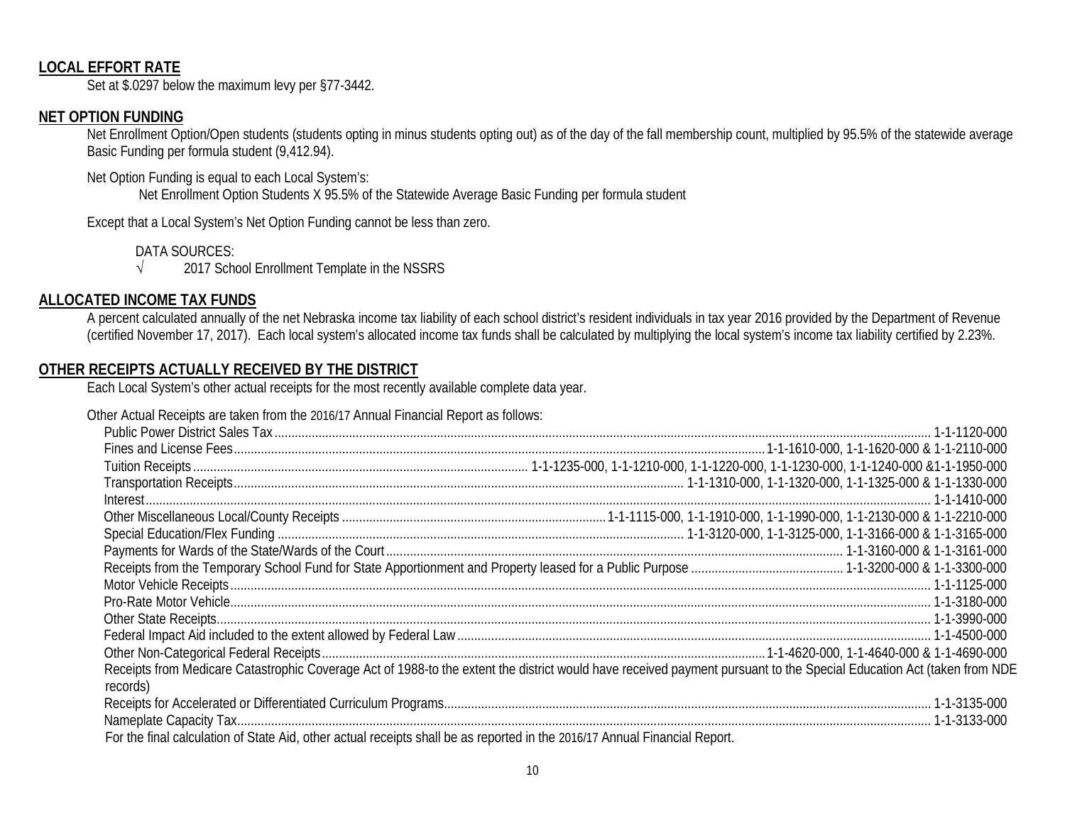## LOCAL EFFORT RATE

Set at $.0297 below the maximum levy per §77-3442.

## NET OPTION FUNDING

Net Enrollment Option/Open students (students opting in minus students opting out) as of the day of the fall membership count, multiplied by 95.5% of the statewide average Basic Funding per formula student (9,412.94).

Net Option Funding is equal to each Local System's:

Net Enrollment Option Students X 95.5% of the Statewide Average Basic Funding per formula student

Except that a Local System's Net Option Funding cannot be less than zero.

DATA SOURCES:

√ 2017 School Enrollment Template in the NSSRS

## ALLOCATED INCOME TAX FUNDS

A percent calculated annually of the net Nebraska income tax liability of each school district's resident individuals in tax year 2016 provided by the Department of Revenue (certified November 17, 2017). Each local system's allocated income tax funds shall be calculated by multiplying the local system's income tax liability certified by 2.23%.

## OTHER RECEIPTS ACTUALLY RECEIVED BY THE DISTRICT

Each Local System's other actual receipts for the most recently available complete data year.

Other Actual Receipts are taken from the 2016/17 Annual Financial Report as follows:

- Public Power District Sales Tax........ 1-1-1120-000
- Fines and License Fees........ 1-1-1610-000, 1-1-1620-000 & 1-1-2110-000
- Tuition Receipts........ 1-1-1235-000, 1-1-1210-000, 1-1-1220-000, 1-1-1230-000, 1-1-1240-000 &1-1-1950-000
- Transportation Receipts........ 1-1-1310-000, 1-1-1320-000, 1-1-1325-000 & 1-1-1330-000
- Interest........ 1-1-1410-000
- Other Miscellaneous Local/County Receipts........ 1-1-1115-000, 1-1-1910-000, 1-1-1990-000, 1-1-2130-000 & 1-1-2210-000
- Special Education/Flex Funding........ 1-1-3120-000, 1-1-3125-000, 1-1-3166-000 & 1-1-3165-000
- Payments for Wards of the State/Wards of the Court........ 1-1-3160-000 & 1-1-3161-000
- Receipts from the Temporary School Fund for State Apportionment and Property leased for a Public Purpose........ 1-1-3200-000 & 1-1-3300-000
- Motor Vehicle Receipts........ 1-1-1125-000
- Pro-Rate Motor Vehicle........ 1-1-3180-000
- Other State Receipts........ 1-1-3990-000
- Federal Impact Aid included to the extent allowed by Federal Law........ 1-1-4500-000
- Other Non-Categorical Federal Receipts........ 1-1-4620-000, 1-1-4640-000 & 1-1-4690-000
- Receipts from Medicare Catastrophic Coverage Act of 1988-to the extent the district would have received payment pursuant to the Special Education Act (taken from NDE records)
- Receipts for Accelerated or Differentiated Curriculum Programs........ 1-1-3135-000
- Nameplate Capacity Tax........ 1-1-3133-000

For the final calculation of State Aid, other actual receipts shall be as reported in the 2016/17 Annual Financial Report.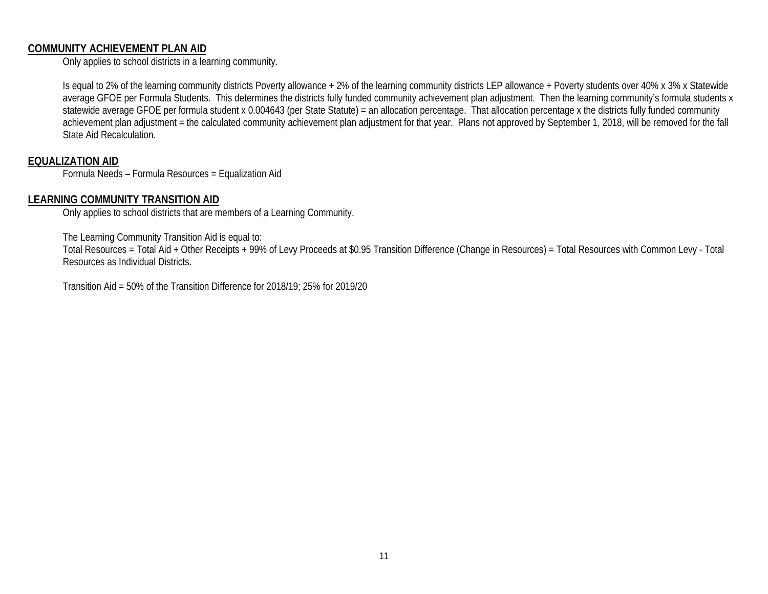## COMMUNITY ACHIEVEMENT PLAN AID

Only applies to school districts in a learning community.

Is equal to 2% of the learning community districts Poverty allowance + 2% of the learning community districts LEP allowance + Poverty students over 40% x 3% x Statewide average GFOE per Formula Students. This determines the districts fully funded community achievement plan adjustment. Then the learning community's formula students x statewide average GFOE per formula student x 0.004643 (per State Statute) = an allocation percentage. That allocation percentage x the districts fully funded community achievement plan adjustment = the calculated community achievement plan adjustment for that year. Plans not approved by September 1, 2018, will be removed for the fall State Aid Recalculation.

## EQUALIZATION AID

Formula Needs – Formula Resources = Equalization Aid

## LEARNING COMMUNITY TRANSITION AID

Only applies to school districts that are members of a Learning Community.

The Learning Community Transition Aid is equal to:
Total Resources = Total Aid + Other Receipts + 99% of Levy Proceeds at $0.95 Transition Difference (Change in Resources) = Total Resources with Common Levy - Total Resources as Individual Districts.

Transition Aid = 50% of the Transition Difference for 2018/19; 25% for 2019/20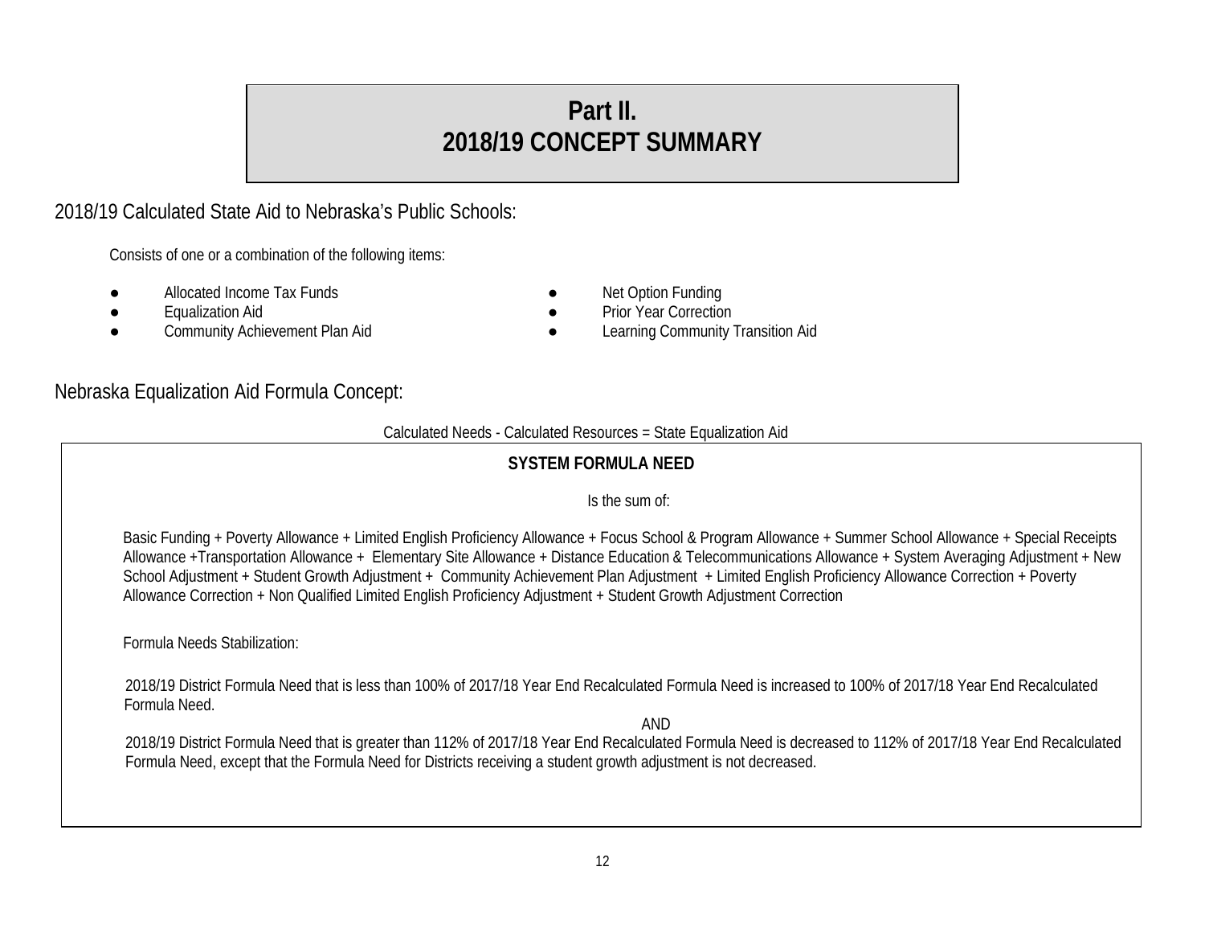# Part II.
# 2018/19 CONCEPT SUMMARY

## 2018/19 Calculated State Aid to Nebraska's Public Schools:

Consists of one or a combination of the following items:

- Allocated Income Tax Funds
- Equalization Aid
- Community Achievement Plan Aid
- Net Option Funding
- Prior Year Correction
- Learning Community Transition Aid

## Nebraska Equalization Aid Formula Concept:

Calculated Needs - Calculated Resources = State Equalization Aid

### SYSTEM FORMULA NEED

Is the sum of:

Basic Funding + Poverty Allowance + Limited English Proficiency Allowance + Focus School & Program Allowance + Summer School Allowance + Special Receipts Allowance +Transportation Allowance + Elementary Site Allowance + Distance Education & Telecommunications Allowance + System Averaging Adjustment + New School Adjustment + Student Growth Adjustment + Community Achievement Plan Adjustment + Limited English Proficiency Allowance Correction + Poverty Allowance Correction + Non Qualified Limited English Proficiency Adjustment + Student Growth Adjustment Correction

Formula Needs Stabilization:

2018/19 District Formula Need that is less than 100% of 2017/18 Year End Recalculated Formula Need is increased to 100% of 2017/18 Year End Recalculated Formula Need.

AND

2018/19 District Formula Need that is greater than 112% of 2017/18 Year End Recalculated Formula Need is decreased to 112% of 2017/18 Year End Recalculated Formula Need, except that the Formula Need for Districts receiving a student growth adjustment is not decreased.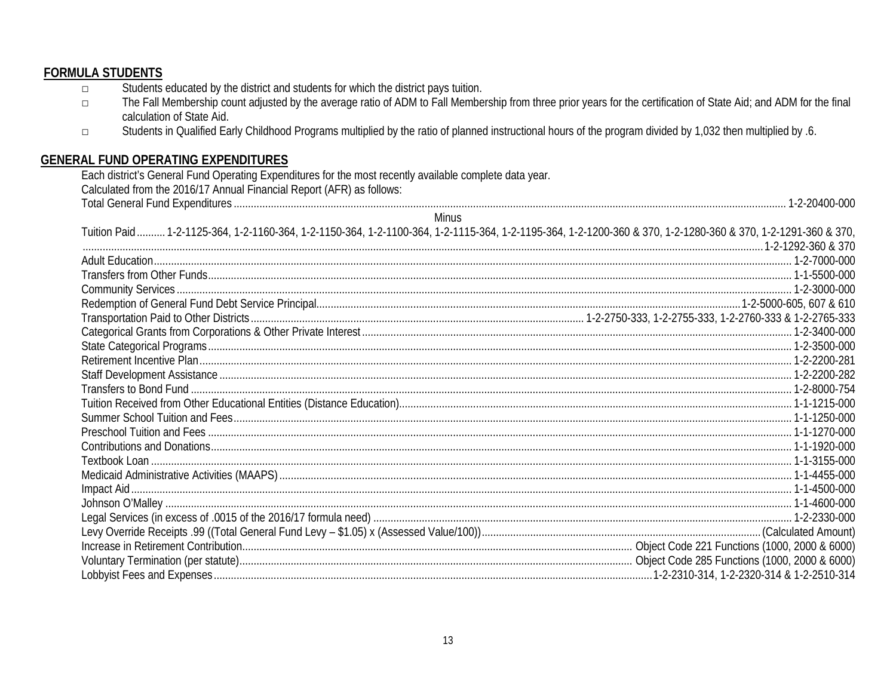## FORMULA STUDENTS

- Students educated by the district and students for which the district pays tuition.
- The Fall Membership count adjusted by the average ratio of ADM to Fall Membership from three prior years for the certification of State Aid; and ADM for the final calculation of State Aid.
- Students in Qualified Early Childhood Programs multiplied by the ratio of planned instructional hours of the program divided by 1,032 then multiplied by .6.

## GENERAL FUND OPERATING EXPENDITURES

Each district's General Fund Operating Expenditures for the most recently available complete data year.

Calculated from the 2016/17 Annual Financial Report (AFR) as follows:

| Item | Code |
|---|---|
| Total General Fund Expenditures | 1-2-20400-000 |
| **Minus** | |
| Tuition Paid | 1-2-1125-364, 1-2-1160-364, 1-2-1150-364, 1-2-1100-364, 1-2-1115-364, 1-2-1195-364, 1-2-1200-360 & 370, 1-2-1280-360 & 370, 1-2-1291-360 & 370, 1-2-1292-360 & 370 |
| Adult Education | 1-2-7000-000 |
| Transfers from Other Funds | 1-1-5500-000 |
| Community Services | 1-2-3000-000 |
| Redemption of General Fund Debt Service Principal | 1-2-5000-605, 607 & 610 |
| Transportation Paid to Other Districts | 1-2-2750-333, 1-2-2755-333, 1-2-2760-333 & 1-2-2765-333 |
| Categorical Grants from Corporations & Other Private Interest | 1-2-3400-000 |
| State Categorical Programs | 1-2-3500-000 |
| Retirement Incentive Plan | 1-2-2200-281 |
| Staff Development Assistance | 1-2-2200-282 |
| Transfers to Bond Fund | 1-2-8000-754 |
| Tuition Received from Other Educational Entities (Distance Education) | 1-1-1215-000 |
| Summer School Tuition and Fees | 1-1-1250-000 |
| Preschool Tuition and Fees | 1-1-1270-000 |
| Contributions and Donations | 1-1-1920-000 |
| Textbook Loan | 1-1-3155-000 |
| Medicaid Administrative Activities (MAAPS) | 1-1-4455-000 |
| Impact Aid | 1-1-4500-000 |
| Johnson O'Malley | 1-1-4600-000 |
| Legal Services (in excess of .0015 of the 2016/17 formula need) | 1-2-2330-000 |
| Levy Override Receipts .99 ((Total General Fund Levy – $1.05) x (Assessed Value/100)) | (Calculated Amount) |
| Increase in Retirement Contribution | Object Code 221 Functions (1000, 2000 & 6000) |
| Voluntary Termination (per statute) | Object Code 285 Functions (1000, 2000 & 6000) |
| Lobbyist Fees and Expenses | 1-2-2310-314, 1-2-2320-314 & 1-2-2510-314 |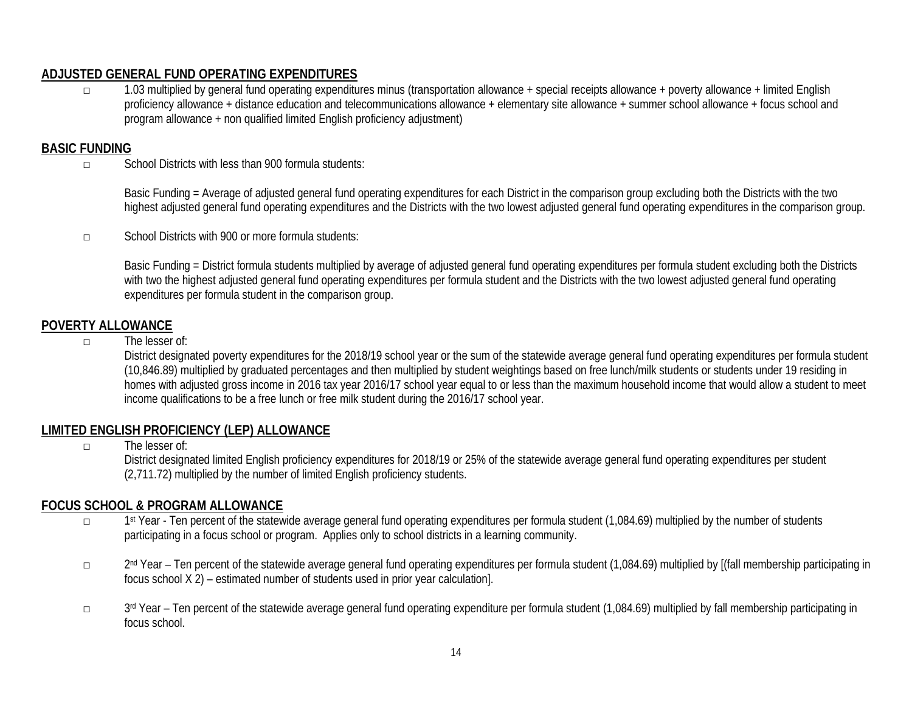## ADJUSTED GENERAL FUND OPERATING EXPENDITURES

- 1.03 multiplied by general fund operating expenditures minus (transportation allowance + special receipts allowance + poverty allowance + limited English proficiency allowance + distance education and telecommunications allowance + elementary site allowance + summer school allowance + focus school and program allowance + non qualified limited English proficiency adjustment)

## BASIC FUNDING

- School Districts with less than 900 formula students:

  Basic Funding = Average of adjusted general fund operating expenditures for each District in the comparison group excluding both the Districts with the two highest adjusted general fund operating expenditures and the Districts with the two lowest adjusted general fund operating expenditures in the comparison group.

- School Districts with 900 or more formula students:

  Basic Funding = District formula students multiplied by average of adjusted general fund operating expenditures per formula student excluding both the Districts with two the highest adjusted general fund operating expenditures per formula student and the Districts with the two lowest adjusted general fund operating expenditures per formula student in the comparison group.

## POVERTY ALLOWANCE

- The lesser of:
  District designated poverty expenditures for the 2018/19 school year or the sum of the statewide average general fund operating expenditures per formula student (10,846.89) multiplied by graduated percentages and then multiplied by student weightings based on free lunch/milk students or students under 19 residing in homes with adjusted gross income in 2016 tax year 2016/17 school year equal to or less than the maximum household income that would allow a student to meet income qualifications to be a free lunch or free milk student during the 2016/17 school year.

## LIMITED ENGLISH PROFICIENCY (LEP) ALLOWANCE

- The lesser of:
  District designated limited English proficiency expenditures for 2018/19 or 25% of the statewide average general fund operating expenditures per student (2,711.72) multiplied by the number of limited English proficiency students.

## FOCUS SCHOOL & PROGRAM ALLOWANCE

- 1st Year - Ten percent of the statewide average general fund operating expenditures per formula student (1,084.69) multiplied by the number of students participating in a focus school or program. Applies only to school districts in a learning community.

- 2nd Year – Ten percent of the statewide average general fund operating expenditures per formula student (1,084.69) multiplied by [(fall membership participating in focus school X 2) – estimated number of students used in prior year calculation].

- 3rd Year – Ten percent of the statewide average general fund operating expenditure per formula student (1,084.69) multiplied by fall membership participating in focus school.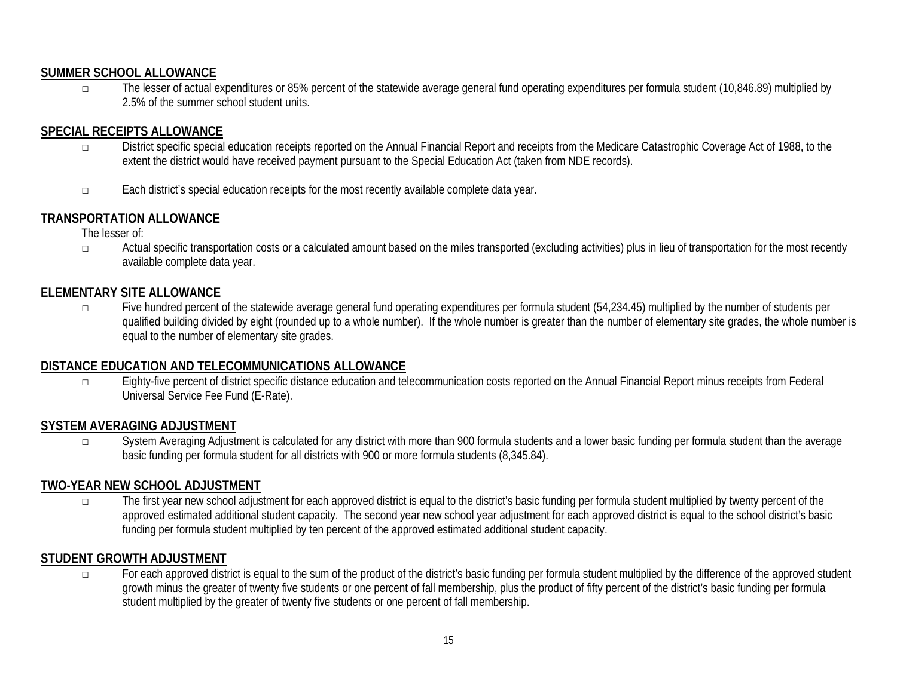## SUMMER SCHOOL ALLOWANCE

- The lesser of actual expenditures or 85% percent of the statewide average general fund operating expenditures per formula student (10,846.89) multiplied by 2.5% of the summer school student units.

## SPECIAL RECEIPTS ALLOWANCE

- District specific special education receipts reported on the Annual Financial Report and receipts from the Medicare Catastrophic Coverage Act of 1988, to the extent the district would have received payment pursuant to the Special Education Act (taken from NDE records).

- Each district's special education receipts for the most recently available complete data year.

## TRANSPORTATION ALLOWANCE

The lesser of:

- Actual specific transportation costs or a calculated amount based on the miles transported (excluding activities) plus in lieu of transportation for the most recently available complete data year.

## ELEMENTARY SITE ALLOWANCE

- Five hundred percent of the statewide average general fund operating expenditures per formula student (54,234.45) multiplied by the number of students per qualified building divided by eight (rounded up to a whole number). If the whole number is greater than the number of elementary site grades, the whole number is equal to the number of elementary site grades.

## DISTANCE EDUCATION AND TELECOMMUNICATIONS ALLOWANCE

- Eighty-five percent of district specific distance education and telecommunication costs reported on the Annual Financial Report minus receipts from Federal Universal Service Fee Fund (E-Rate).

## SYSTEM AVERAGING ADJUSTMENT

- System Averaging Adjustment is calculated for any district with more than 900 formula students and a lower basic funding per formula student than the average basic funding per formula student for all districts with 900 or more formula students (8,345.84).

## TWO-YEAR NEW SCHOOL ADJUSTMENT

- The first year new school adjustment for each approved district is equal to the district's basic funding per formula student multiplied by twenty percent of the approved estimated additional student capacity. The second year new school year adjustment for each approved district is equal to the school district's basic funding per formula student multiplied by ten percent of the approved estimated additional student capacity.

## STUDENT GROWTH ADJUSTMENT

- For each approved district is equal to the sum of the product of the district's basic funding per formula student multiplied by the difference of the approved student growth minus the greater of twenty five students or one percent of fall membership, plus the product of fifty percent of the district's basic funding per formula student multiplied by the greater of twenty five students or one percent of fall membership.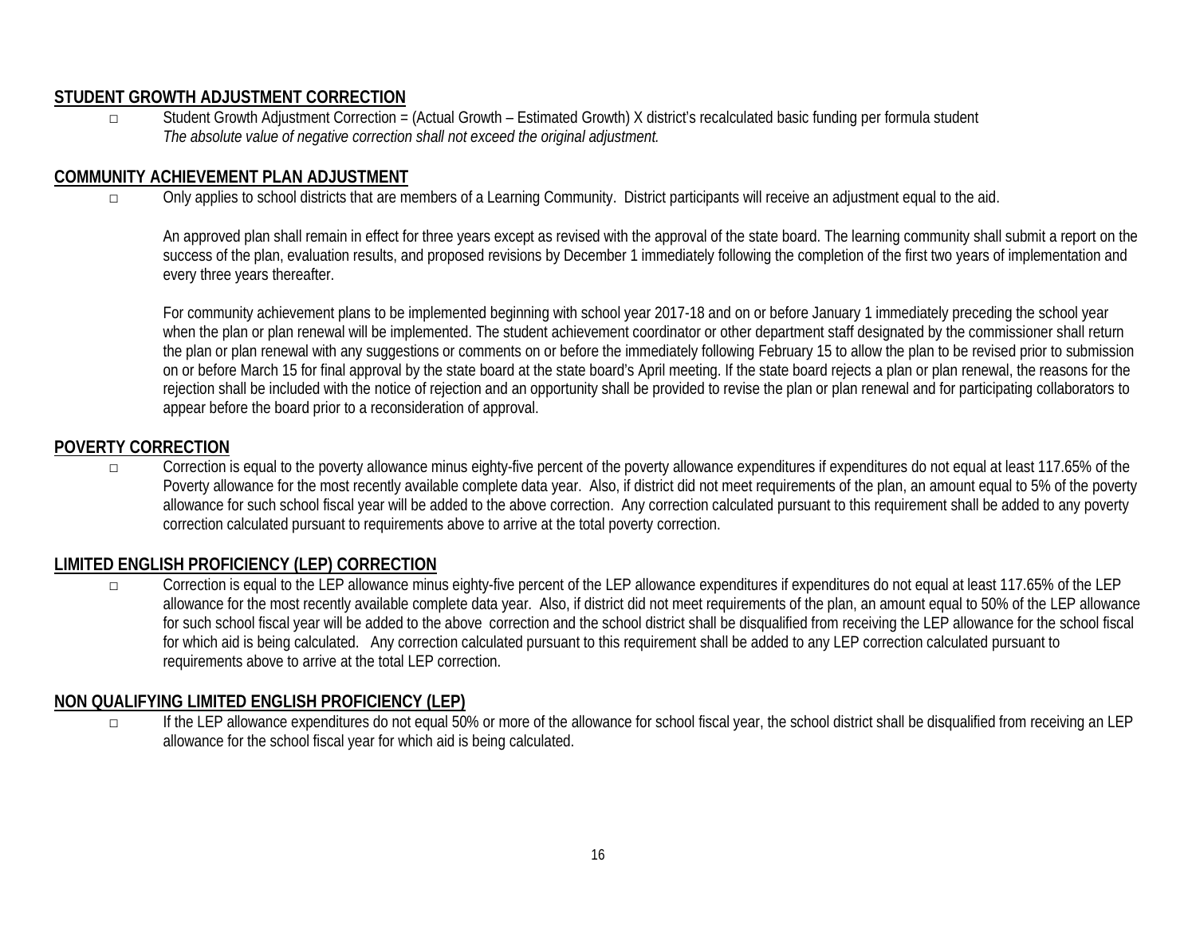## STUDENT GROWTH ADJUSTMENT CORRECTION

- Student Growth Adjustment Correction = (Actual Growth – Estimated Growth) X district's recalculated basic funding per formula student
  *The absolute value of negative correction shall not exceed the original adjustment.*

## COMMUNITY ACHIEVEMENT PLAN ADJUSTMENT

- Only applies to school districts that are members of a Learning Community. District participants will receive an adjustment equal to the aid.

  An approved plan shall remain in effect for three years except as revised with the approval of the state board. The learning community shall submit a report on the success of the plan, evaluation results, and proposed revisions by December 1 immediately following the completion of the first two years of implementation and every three years thereafter.

  For community achievement plans to be implemented beginning with school year 2017-18 and on or before January 1 immediately preceding the school year when the plan or plan renewal will be implemented. The student achievement coordinator or other department staff designated by the commissioner shall return the plan or plan renewal with any suggestions or comments on or before the immediately following February 15 to allow the plan to be revised prior to submission on or before March 15 for final approval by the state board at the state board's April meeting. If the state board rejects a plan or plan renewal, the reasons for the rejection shall be included with the notice of rejection and an opportunity shall be provided to revise the plan or plan renewal and for participating collaborators to appear before the board prior to a reconsideration of approval.

## POVERTY CORRECTION

- Correction is equal to the poverty allowance minus eighty-five percent of the poverty allowance expenditures if expenditures do not equal at least 117.65% of the Poverty allowance for the most recently available complete data year. Also, if district did not meet requirements of the plan, an amount equal to 5% of the poverty allowance for such school fiscal year will be added to the above correction. Any correction calculated pursuant to this requirement shall be added to any poverty correction calculated pursuant to requirements above to arrive at the total poverty correction.

## LIMITED ENGLISH PROFICIENCY (LEP) CORRECTION

- Correction is equal to the LEP allowance minus eighty-five percent of the LEP allowance expenditures if expenditures do not equal at least 117.65% of the LEP allowance for the most recently available complete data year. Also, if district did not meet requirements of the plan, an amount equal to 50% of the LEP allowance for such school fiscal year will be added to the above correction and the school district shall be disqualified from receiving the LEP allowance for the school fiscal for which aid is being calculated. Any correction calculated pursuant to this requirement shall be added to any LEP correction calculated pursuant to requirements above to arrive at the total LEP correction.

## NON QUALIFYING LIMITED ENGLISH PROFICIENCY (LEP)

- If the LEP allowance expenditures do not equal 50% or more of the allowance for school fiscal year, the school district shall be disqualified from receiving an LEP allowance for the school fiscal year for which aid is being calculated.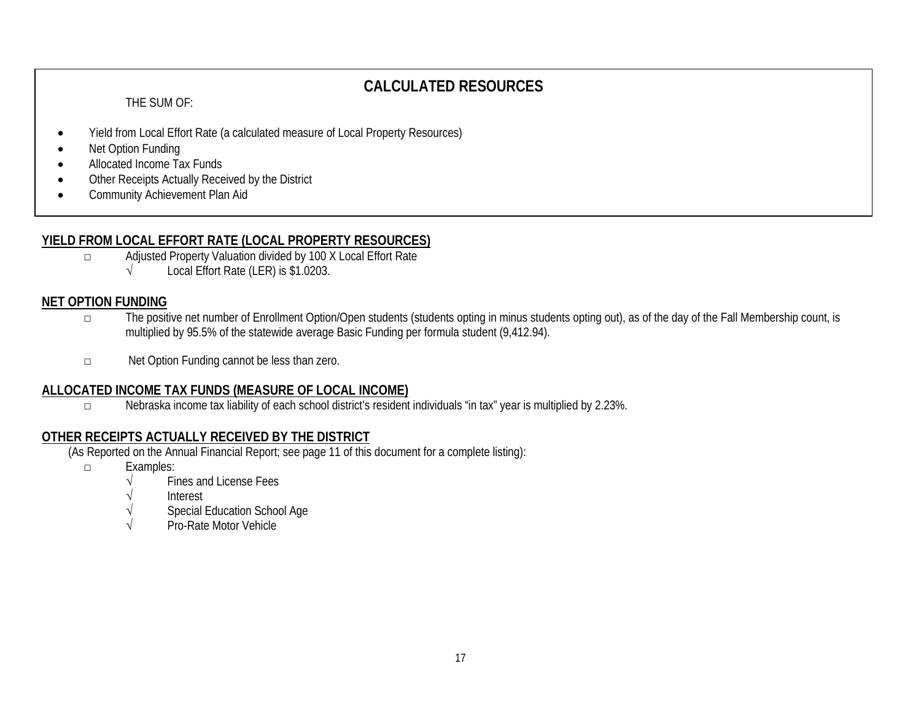## CALCULATED RESOURCES

THE SUM OF:

- Yield from Local Effort Rate (a calculated measure of Local Property Resources)
- Net Option Funding
- Allocated Income Tax Funds
- Other Receipts Actually Received by the District
- Community Achievement Plan Aid

### YIELD FROM LOCAL EFFORT RATE (LOCAL PROPERTY RESOURCES)

- □ Adjusted Property Valuation divided by 100 X Local Effort Rate
  - √ Local Effort Rate (LER) is $1.0203.

### NET OPTION FUNDING

- □ The positive net number of Enrollment Option/Open students (students opting in minus students opting out), as of the day of the Fall Membership count, is multiplied by 95.5% of the statewide average Basic Funding per formula student (9,412.94).
- □ Net Option Funding cannot be less than zero.

### ALLOCATED INCOME TAX FUNDS (MEASURE OF LOCAL INCOME)

- □ Nebraska income tax liability of each school district's resident individuals "in tax" year is multiplied by 2.23%.

### OTHER RECEIPTS ACTUALLY RECEIVED BY THE DISTRICT

(As Reported on the Annual Financial Report; see page 11 of this document for a complete listing):

- □ Examples:
  - √ Fines and License Fees
  - √ Interest
  - √ Special Education School Age
  - √ Pro-Rate Motor Vehicle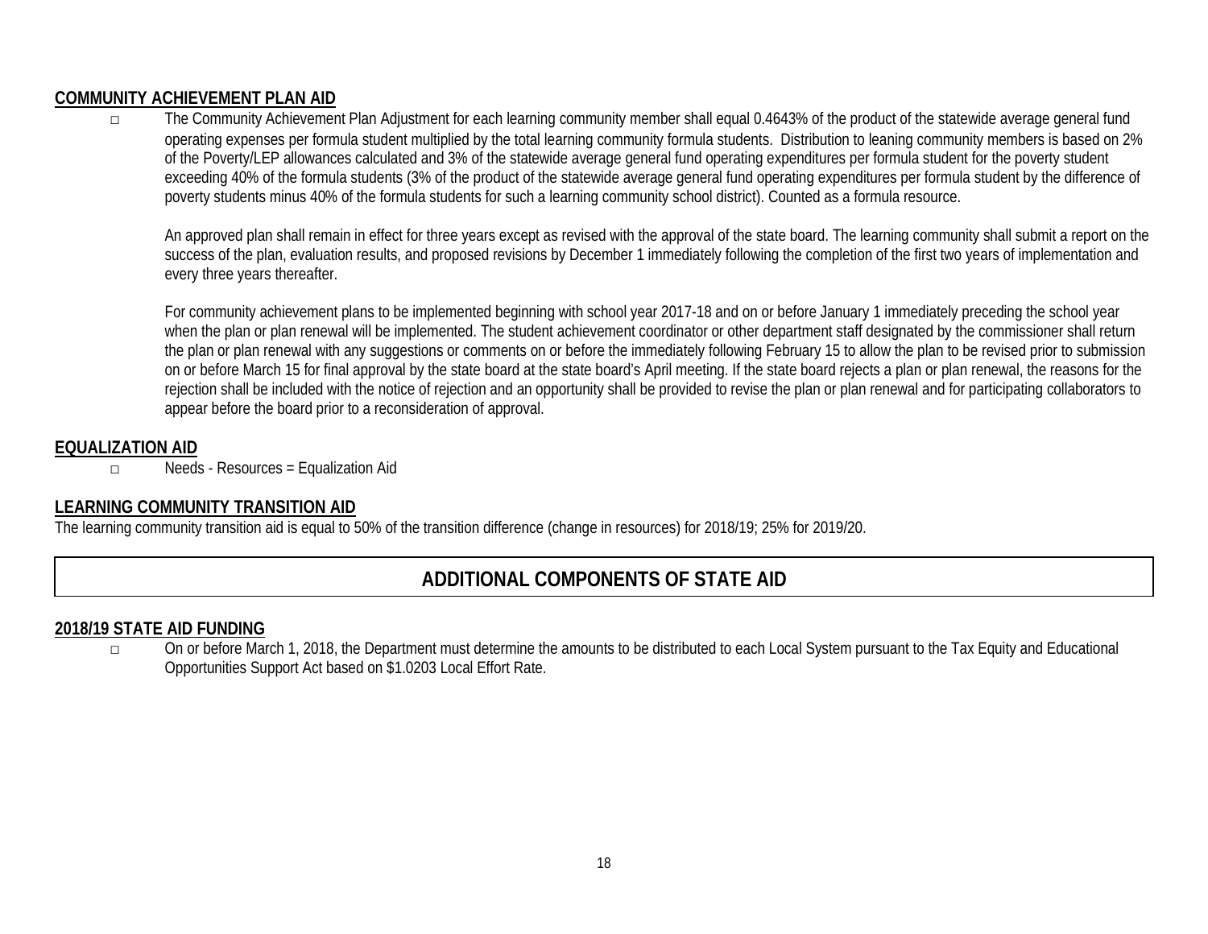## COMMUNITY ACHIEVEMENT PLAN AID

- The Community Achievement Plan Adjustment for each learning community member shall equal 0.4643% of the product of the statewide average general fund operating expenses per formula student multiplied by the total learning community formula students. Distribution to leaning community members is based on 2% of the Poverty/LEP allowances calculated and 3% of the statewide average general fund operating expenditures per formula student for the poverty student exceeding 40% of the formula students (3% of the product of the statewide average general fund operating expenditures per formula student by the difference of poverty students minus 40% of the formula students for such a learning community school district). Counted as a formula resource.

  An approved plan shall remain in effect for three years except as revised with the approval of the state board. The learning community shall submit a report on the success of the plan, evaluation results, and proposed revisions by December 1 immediately following the completion of the first two years of implementation and every three years thereafter.

  For community achievement plans to be implemented beginning with school year 2017-18 and on or before January 1 immediately preceding the school year when the plan or plan renewal will be implemented. The student achievement coordinator or other department staff designated by the commissioner shall return the plan or plan renewal with any suggestions or comments on or before the immediately following February 15 to allow the plan to be revised prior to submission on or before March 15 for final approval by the state board at the state board's April meeting. If the state board rejects a plan or plan renewal, the reasons for the rejection shall be included with the notice of rejection and an opportunity shall be provided to revise the plan or plan renewal and for participating collaborators to appear before the board prior to a reconsideration of approval.

## EQUALIZATION AID

- Needs - Resources = Equalization Aid

## LEARNING COMMUNITY TRANSITION AID

The learning community transition aid is equal to 50% of the transition difference (change in resources) for 2018/19; 25% for 2019/20.

# ADDITIONAL COMPONENTS OF STATE AID

## 2018/19 STATE AID FUNDING

- On or before March 1, 2018, the Department must determine the amounts to be distributed to each Local System pursuant to the Tax Equity and Educational Opportunities Support Act based on $1.0203 Local Effort Rate.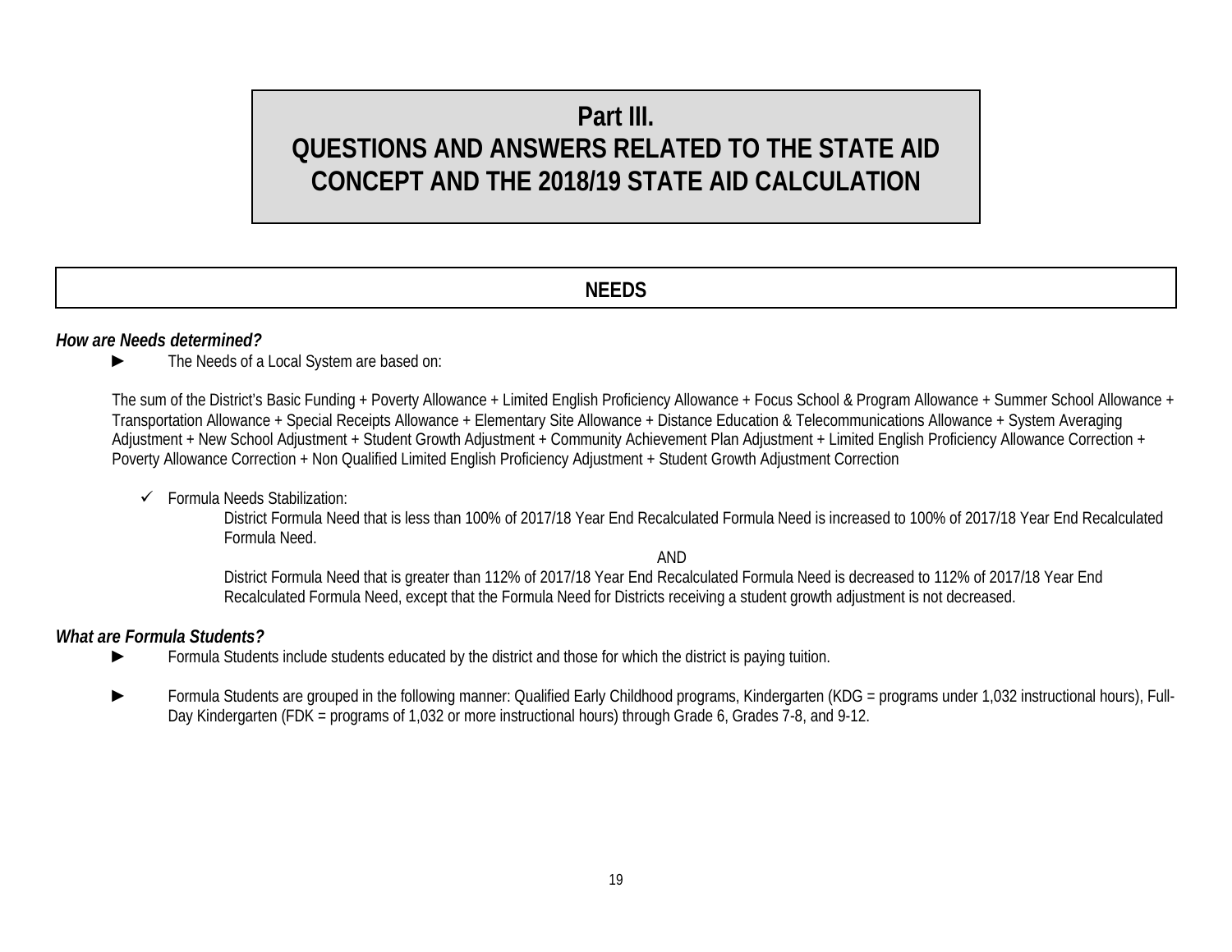# Part III.
# QUESTIONS AND ANSWERS RELATED TO THE STATE AID CONCEPT AND THE 2018/19 STATE AID CALCULATION

## NEEDS

***How are Needs determined?***

- The Needs of a Local System are based on:

  The sum of the District's Basic Funding + Poverty Allowance + Limited English Proficiency Allowance + Focus School & Program Allowance + Summer School Allowance + Transportation Allowance + Special Receipts Allowance + Elementary Site Allowance + Distance Education & Telecommunications Allowance + System Averaging Adjustment + New School Adjustment + Student Growth Adjustment + Community Achievement Plan Adjustment + Limited English Proficiency Allowance Correction + Poverty Allowance Correction + Non Qualified Limited English Proficiency Adjustment + Student Growth Adjustment Correction

  - ✓ Formula Needs Stabilization:

    District Formula Need that is less than 100% of 2017/18 Year End Recalculated Formula Need is increased to 100% of 2017/18 Year End Recalculated Formula Need.

    AND

    District Formula Need that is greater than 112% of 2017/18 Year End Recalculated Formula Need is decreased to 112% of 2017/18 Year End Recalculated Formula Need, except that the Formula Need for Districts receiving a student growth adjustment is not decreased.

***What are Formula Students?***

- Formula Students include students educated by the district and those for which the district is paying tuition.

- Formula Students are grouped in the following manner: Qualified Early Childhood programs, Kindergarten (KDG = programs under 1,032 instructional hours), Full-Day Kindergarten (FDK = programs of 1,032 or more instructional hours) through Grade 6, Grades 7-8, and 9-12.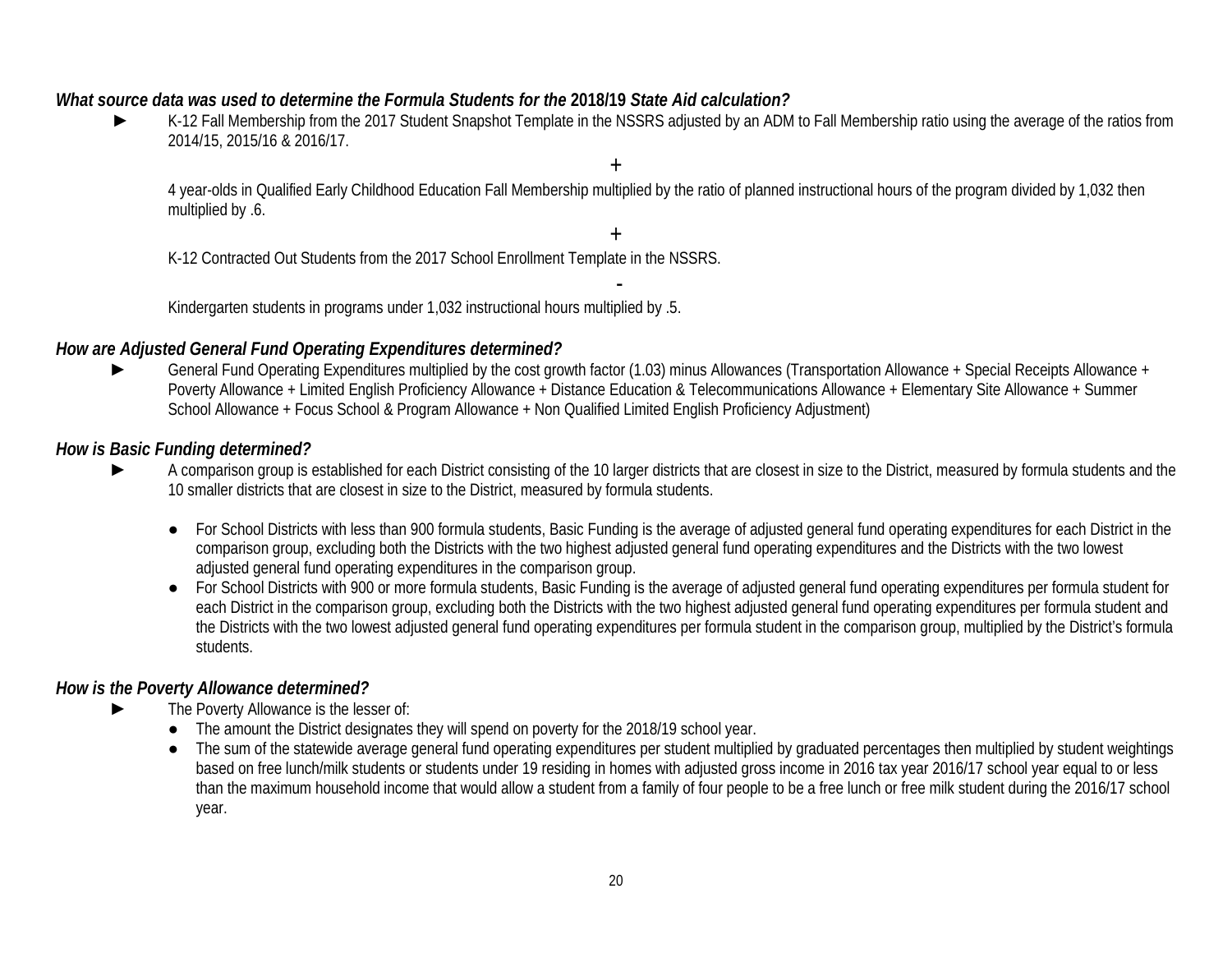### *What source data was used to determine the Formula Students for the* **2018/19** *State Aid calculation?*

- ► K-12 Fall Membership from the 2017 Student Snapshot Template in the NSSRS adjusted by an ADM to Fall Membership ratio using the average of the ratios from 2014/15, 2015/16 & 2016/17.

  +

  4 year-olds in Qualified Early Childhood Education Fall Membership multiplied by the ratio of planned instructional hours of the program divided by 1,032 then multiplied by .6.

  +

  K-12 Contracted Out Students from the 2017 School Enrollment Template in the NSSRS.

  -

  Kindergarten students in programs under 1,032 instructional hours multiplied by .5.

### *How are Adjusted General Fund Operating Expenditures determined?*

- ► General Fund Operating Expenditures multiplied by the cost growth factor (1.03) minus Allowances (Transportation Allowance + Special Receipts Allowance + Poverty Allowance + Limited English Proficiency Allowance + Distance Education & Telecommunications Allowance + Elementary Site Allowance + Summer School Allowance + Focus School & Program Allowance + Non Qualified Limited English Proficiency Adjustment)

### *How is Basic Funding determined?*

- ► A comparison group is established for each District consisting of the 10 larger districts that are closest in size to the District, measured by formula students and the 10 smaller districts that are closest in size to the District, measured by formula students.

  - For School Districts with less than 900 formula students, Basic Funding is the average of adjusted general fund operating expenditures for each District in the comparison group, excluding both the Districts with the two highest adjusted general fund operating expenditures and the Districts with the two lowest adjusted general fund operating expenditures in the comparison group.
  - For School Districts with 900 or more formula students, Basic Funding is the average of adjusted general fund operating expenditures per formula student for each District in the comparison group, excluding both the Districts with the two highest adjusted general fund operating expenditures per formula student and the Districts with the two lowest adjusted general fund operating expenditures per formula student in the comparison group, multiplied by the District's formula students.

### *How is the Poverty Allowance determined?*

- ► The Poverty Allowance is the lesser of:
  - The amount the District designates they will spend on poverty for the 2018/19 school year.
  - The sum of the statewide average general fund operating expenditures per student multiplied by graduated percentages then multiplied by student weightings based on free lunch/milk students or students under 19 residing in homes with adjusted gross income in 2016 tax year 2016/17 school year equal to or less than the maximum household income that would allow a student from a family of four people to be a free lunch or free milk student during the 2016/17 school year.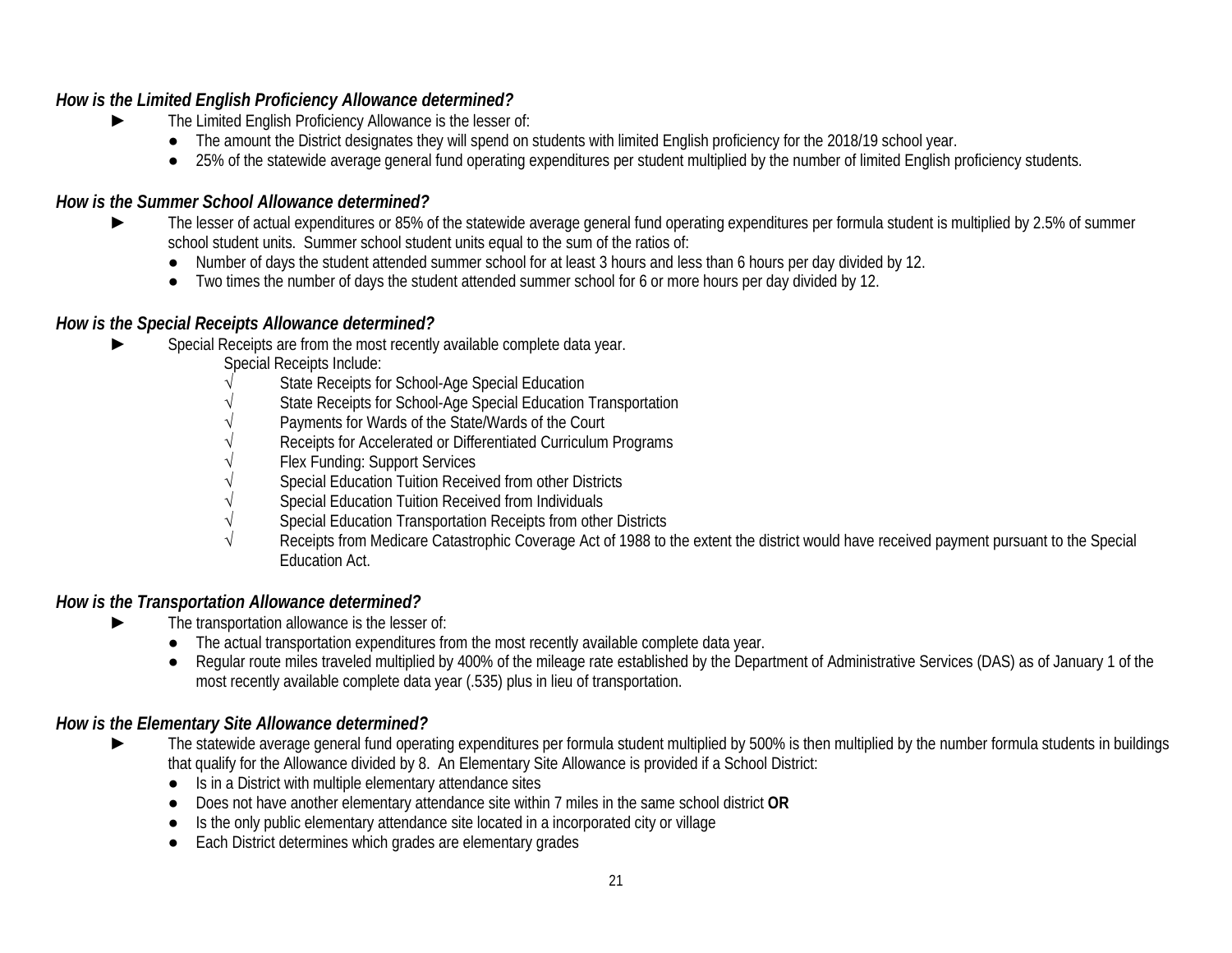***How is the Limited English Proficiency Allowance determined?***

- ► The Limited English Proficiency Allowance is the lesser of:
  - The amount the District designates they will spend on students with limited English proficiency for the 2018/19 school year.
  - 25% of the statewide average general fund operating expenditures per student multiplied by the number of limited English proficiency students.

***How is the Summer School Allowance determined?***

- ► The lesser of actual expenditures or 85% of the statewide average general fund operating expenditures per formula student is multiplied by 2.5% of summer school student units. Summer school student units equal to the sum of the ratios of:
  - Number of days the student attended summer school for at least 3 hours and less than 6 hours per day divided by 12.
  - Two times the number of days the student attended summer school for 6 or more hours per day divided by 12.

***How is the Special Receipts Allowance determined?***

- ► Special Receipts are from the most recently available complete data year.

  Special Receipts Include:
  - √ State Receipts for School-Age Special Education
  - √ State Receipts for School-Age Special Education Transportation
  - √ Payments for Wards of the State/Wards of the Court
  - √ Receipts for Accelerated or Differentiated Curriculum Programs
  - √ Flex Funding: Support Services
  - √ Special Education Tuition Received from other Districts
  - √ Special Education Tuition Received from Individuals
  - √ Special Education Transportation Receipts from other Districts
  - √ Receipts from Medicare Catastrophic Coverage Act of 1988 to the extent the district would have received payment pursuant to the Special Education Act.

***How is the Transportation Allowance determined?***

- ► The transportation allowance is the lesser of:
  - The actual transportation expenditures from the most recently available complete data year.
  - Regular route miles traveled multiplied by 400% of the mileage rate established by the Department of Administrative Services (DAS) as of January 1 of the most recently available complete data year (.535) plus in lieu of transportation.

***How is the Elementary Site Allowance determined?***

- ► The statewide average general fund operating expenditures per formula student multiplied by 500% is then multiplied by the number formula students in buildings that qualify for the Allowance divided by 8. An Elementary Site Allowance is provided if a School District:
  - Is in a District with multiple elementary attendance sites
  - Does not have another elementary attendance site within 7 miles in the same school district **OR**
  - Is the only public elementary attendance site located in a incorporated city or village
  - Each District determines which grades are elementary grades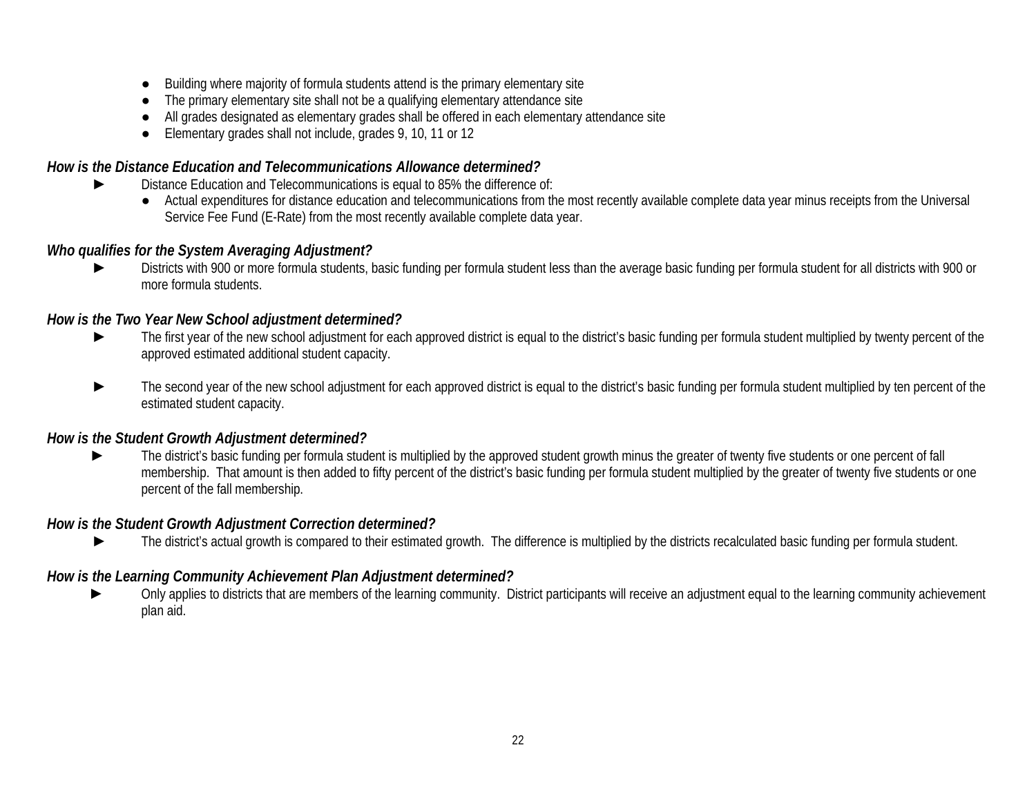- Building where majority of formula students attend is the primary elementary site
- The primary elementary site shall not be a qualifying elementary attendance site
- All grades designated as elementary grades shall be offered in each elementary attendance site
- Elementary grades shall not include, grades 9, 10, 11 or 12

### *How is the Distance Education and Telecommunications Allowance determined?*

- ► Distance Education and Telecommunications is equal to 85% the difference of:
  - Actual expenditures for distance education and telecommunications from the most recently available complete data year minus receipts from the Universal Service Fee Fund (E-Rate) from the most recently available complete data year.

### *Who qualifies for the System Averaging Adjustment?*

- ► Districts with 900 or more formula students, basic funding per formula student less than the average basic funding per formula student for all districts with 900 or more formula students.

### *How is the Two Year New School adjustment determined?*

- ► The first year of the new school adjustment for each approved district is equal to the district's basic funding per formula student multiplied by twenty percent of the approved estimated additional student capacity.

- ► The second year of the new school adjustment for each approved district is equal to the district's basic funding per formula student multiplied by ten percent of the estimated student capacity.

### *How is the Student Growth Adjustment determined?*

- ► The district's basic funding per formula student is multiplied by the approved student growth minus the greater of twenty five students or one percent of fall membership. That amount is then added to fifty percent of the district's basic funding per formula student multiplied by the greater of twenty five students or one percent of the fall membership.

### *How is the Student Growth Adjustment Correction determined?*

- ► The district's actual growth is compared to their estimated growth. The difference is multiplied by the districts recalculated basic funding per formula student.

### *How is the Learning Community Achievement Plan Adjustment determined?*

- ► Only applies to districts that are members of the learning community. District participants will receive an adjustment equal to the learning community achievement plan aid.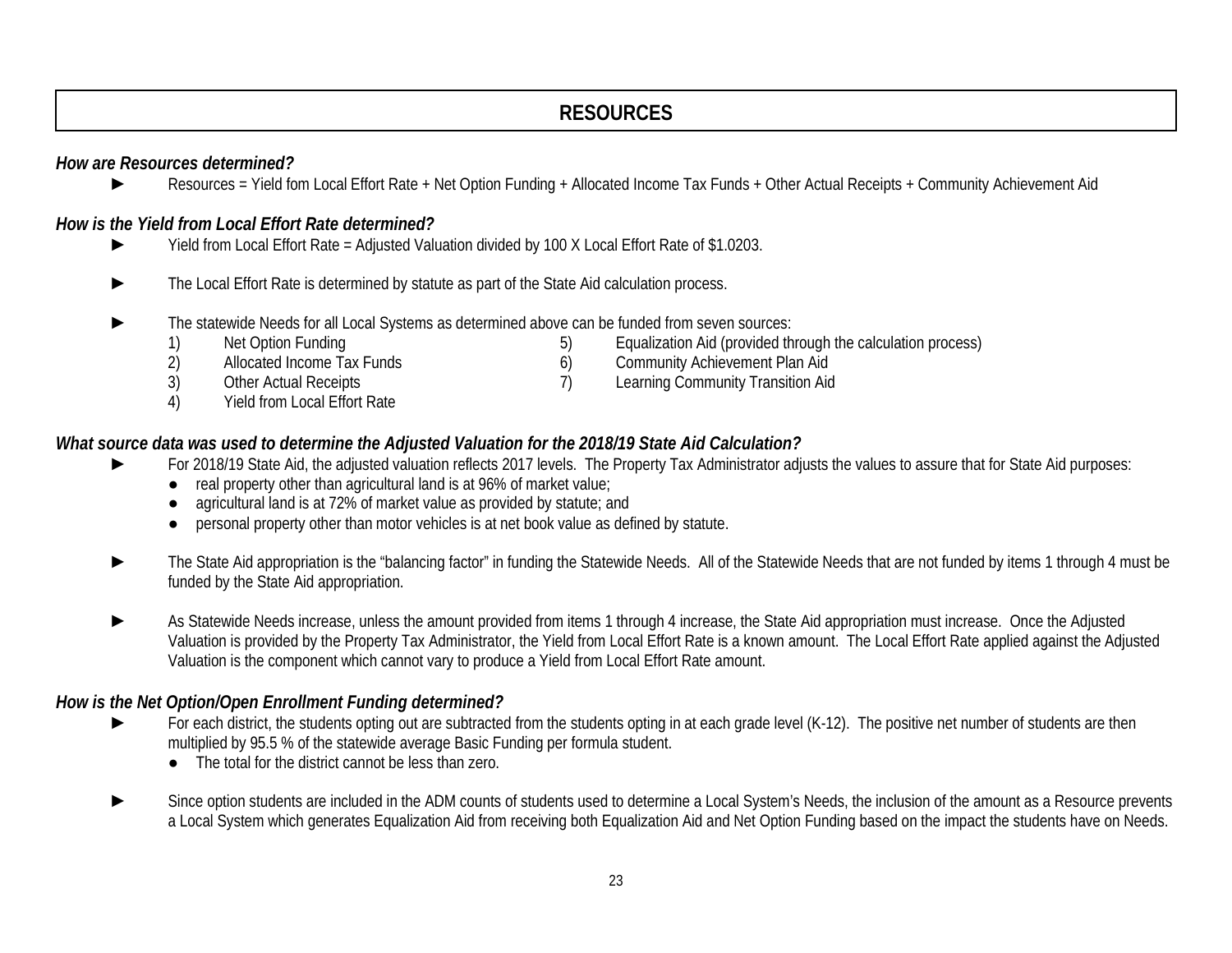# RESOURCES

***How are Resources determined?***

- ► Resources = Yield fom Local Effort Rate + Net Option Funding + Allocated Income Tax Funds + Other Actual Receipts + Community Achievement Aid

***How is the Yield from Local Effort Rate determined?***

- ► Yield from Local Effort Rate = Adjusted Valuation divided by 100 X Local Effort Rate of $1.0203.

- ► The Local Effort Rate is determined by statute as part of the State Aid calculation process.

- ► The statewide Needs for all Local Systems as determined above can be funded from seven sources:
  1) Net Option Funding
  2) Allocated Income Tax Funds
  3) Other Actual Receipts
  4) Yield from Local Effort Rate
  5) Equalization Aid (provided through the calculation process)
  6) Community Achievement Plan Aid
  7) Learning Community Transition Aid

***What source data was used to determine the Adjusted Valuation for the 2018/19 State Aid Calculation?***

- ► For 2018/19 State Aid, the adjusted valuation reflects 2017 levels. The Property Tax Administrator adjusts the values to assure that for State Aid purposes:
  - real property other than agricultural land is at 96% of market value;
  - agricultural land is at 72% of market value as provided by statute; and
  - personal property other than motor vehicles is at net book value as defined by statute.

- ► The State Aid appropriation is the "balancing factor" in funding the Statewide Needs. All of the Statewide Needs that are not funded by items 1 through 4 must be funded by the State Aid appropriation.

- ► As Statewide Needs increase, unless the amount provided from items 1 through 4 increase, the State Aid appropriation must increase. Once the Adjusted Valuation is provided by the Property Tax Administrator, the Yield from Local Effort Rate is a known amount. The Local Effort Rate applied against the Adjusted Valuation is the component which cannot vary to produce a Yield from Local Effort Rate amount.

***How is the Net Option/Open Enrollment Funding determined?***

- ► For each district, the students opting out are subtracted from the students opting in at each grade level (K-12). The positive net number of students are then multiplied by 95.5 % of the statewide average Basic Funding per formula student.
  - The total for the district cannot be less than zero.

- ► Since option students are included in the ADM counts of students used to determine a Local System's Needs, the inclusion of the amount as a Resource prevents a Local System which generates Equalization Aid from receiving both Equalization Aid and Net Option Funding based on the impact the students have on Needs.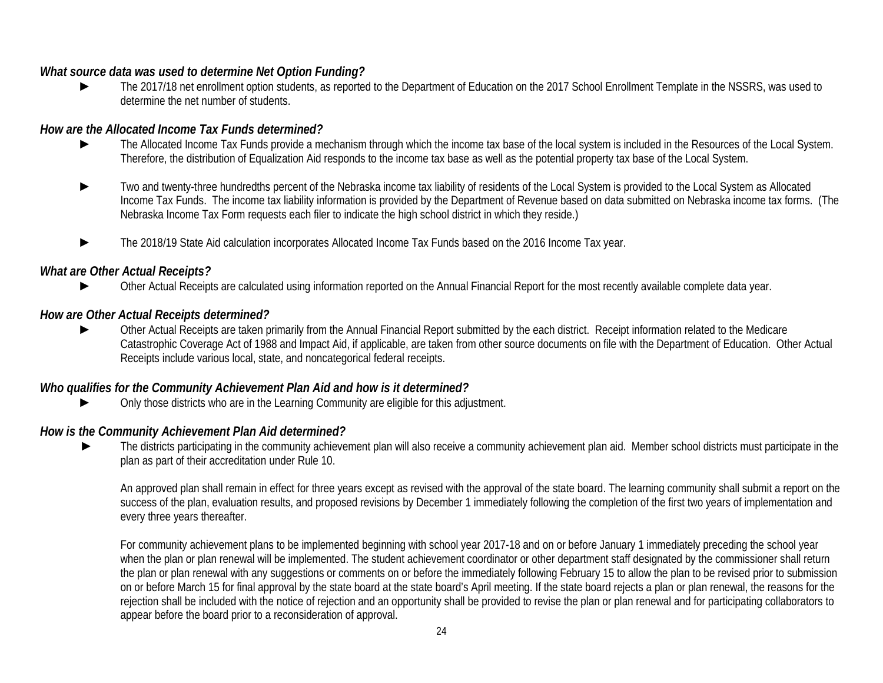***What source data was used to determine Net Option Funding?***

- ► The 2017/18 net enrollment option students, as reported to the Department of Education on the 2017 School Enrollment Template in the NSSRS, was used to determine the net number of students.

***How are the Allocated Income Tax Funds determined?***

- ► The Allocated Income Tax Funds provide a mechanism through which the income tax base of the local system is included in the Resources of the Local System. Therefore, the distribution of Equalization Aid responds to the income tax base as well as the potential property tax base of the Local System.

- ► Two and twenty-three hundredths percent of the Nebraska income tax liability of residents of the Local System is provided to the Local System as Allocated Income Tax Funds. The income tax liability information is provided by the Department of Revenue based on data submitted on Nebraska income tax forms. (The Nebraska Income Tax Form requests each filer to indicate the high school district in which they reside.)

- ► The 2018/19 State Aid calculation incorporates Allocated Income Tax Funds based on the 2016 Income Tax year.

***What are Other Actual Receipts?***

- ► Other Actual Receipts are calculated using information reported on the Annual Financial Report for the most recently available complete data year.

***How are Other Actual Receipts determined?***

- ► Other Actual Receipts are taken primarily from the Annual Financial Report submitted by the each district. Receipt information related to the Medicare Catastrophic Coverage Act of 1988 and Impact Aid, if applicable, are taken from other source documents on file with the Department of Education. Other Actual Receipts include various local, state, and noncategorical federal receipts.

***Who qualifies for the Community Achievement Plan Aid and how is it determined?***

- ► Only those districts who are in the Learning Community are eligible for this adjustment.

***How is the Community Achievement Plan Aid determined?***

- ► The districts participating in the community achievement plan will also receive a community achievement plan aid. Member school districts must participate in the plan as part of their accreditation under Rule 10.

  An approved plan shall remain in effect for three years except as revised with the approval of the state board. The learning community shall submit a report on the success of the plan, evaluation results, and proposed revisions by December 1 immediately following the completion of the first two years of implementation and every three years thereafter.

  For community achievement plans to be implemented beginning with school year 2017-18 and on or before January 1 immediately preceding the school year when the plan or plan renewal will be implemented. The student achievement coordinator or other department staff designated by the commissioner shall return the plan or plan renewal with any suggestions or comments on or before the immediately following February 15 to allow the plan to be revised prior to submission on or before March 15 for final approval by the state board at the state board's April meeting. If the state board rejects a plan or plan renewal, the reasons for the rejection shall be included with the notice of rejection and an opportunity shall be provided to revise the plan or plan renewal and for participating collaborators to appear before the board prior to a reconsideration of approval.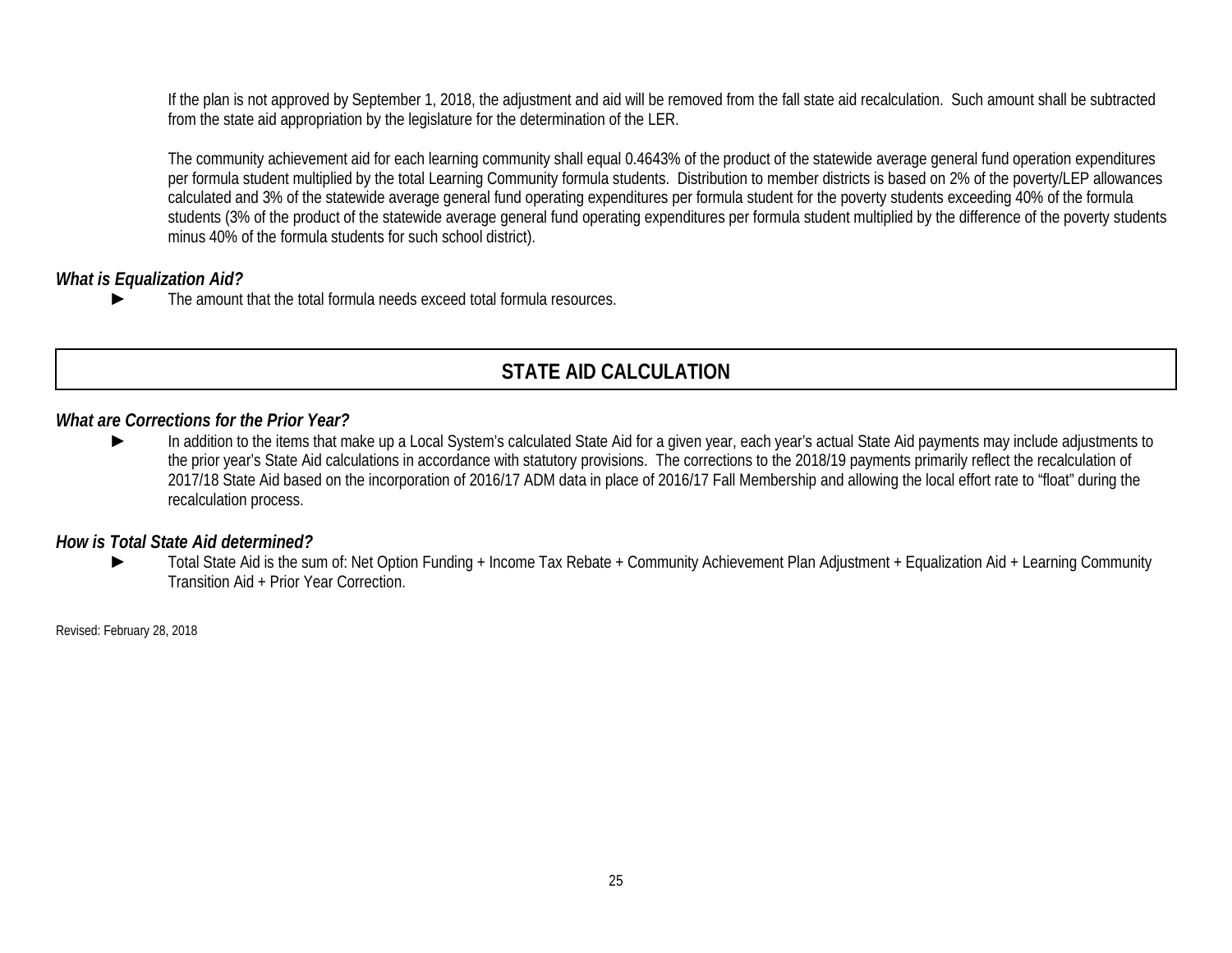If the plan is not approved by September 1, 2018, the adjustment and aid will be removed from the fall state aid recalculation. Such amount shall be subtracted from the state aid appropriation by the legislature for the determination of the LER.

The community achievement aid for each learning community shall equal 0.4643% of the product of the statewide average general fund operation expenditures per formula student multiplied by the total Learning Community formula students. Distribution to member districts is based on 2% of the poverty/LEP allowances calculated and 3% of the statewide average general fund operating expenditures per formula student for the poverty students exceeding 40% of the formula students (3% of the product of the statewide average general fund operating expenditures per formula student multiplied by the difference of the poverty students minus 40% of the formula students for such school district).

***What is Equalization Aid?***

- The amount that the total formula needs exceed total formula resources.

## STATE AID CALCULATION

***What are Corrections for the Prior Year?***

- In addition to the items that make up a Local System's calculated State Aid for a given year, each year's actual State Aid payments may include adjustments to the prior year's State Aid calculations in accordance with statutory provisions. The corrections to the 2018/19 payments primarily reflect the recalculation of 2017/18 State Aid based on the incorporation of 2016/17 ADM data in place of 2016/17 Fall Membership and allowing the local effort rate to "float" during the recalculation process.

***How is Total State Aid determined?***

- Total State Aid is the sum of: Net Option Funding + Income Tax Rebate + Community Achievement Plan Adjustment + Equalization Aid + Learning Community Transition Aid + Prior Year Correction.

Revised: February 28, 2018